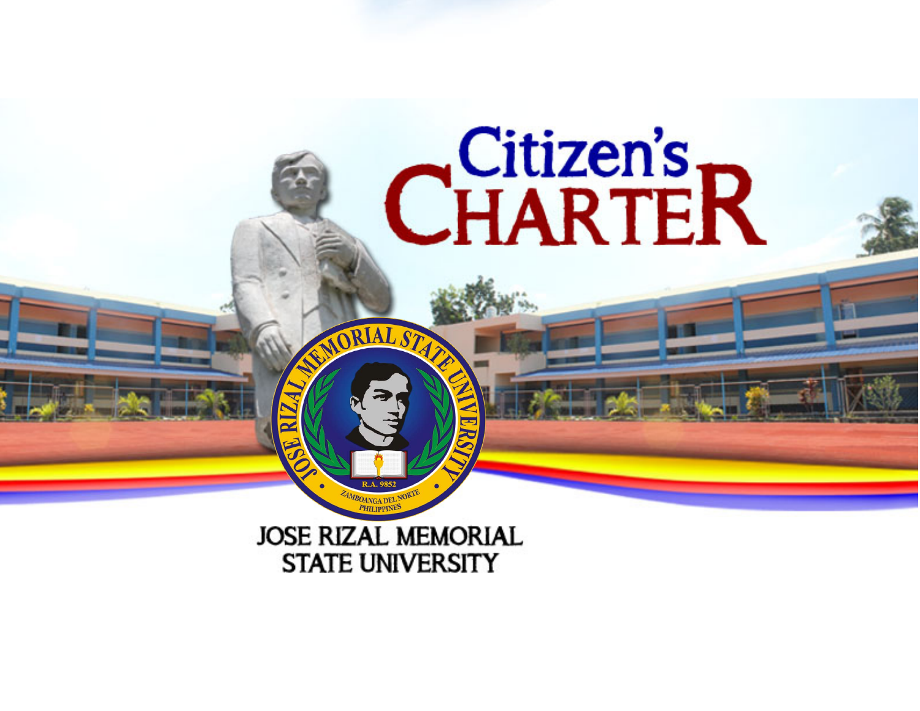# Citizen's CHARTER

JOSE RIZAL MEMORIAL STATE UNIVERSITY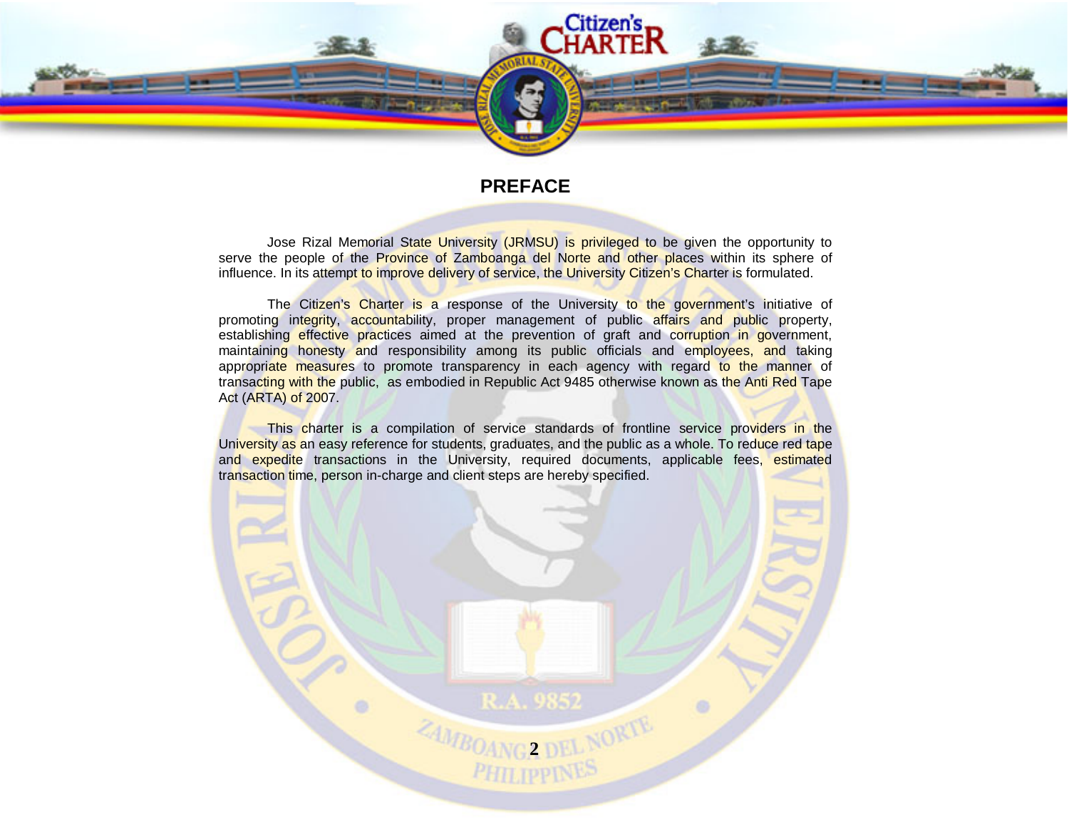# PREFACE

Jose Rizal Memorial State University (JRMSU) is privileged to be given the opportunity to serve the people of the Province of Zamboanga del Norte and other places within its sphere of influence. In its attempt to improve delivery of service, the University Citizen's Charter is formulated.

The Citizen's Charter is a response of the University to the government's initiative of promoting integrity, accountability, proper management of public affairs and public property, establishing effective practices aimed at the prevention of graft and corruption in government, maintaining honesty and responsibility among its public officials and employees, and taking appropriate measures to promote transparency in each agency with regard to the manner of transacting with the public, as embodied in Republic Act 9485 otherwise known as the Anti Red Tape Act (ARTA) of 2007.

This charter is a compilation of service standards of frontline service providers in the University as an easy reference for students, graduates, and the public as a whole. To reduce red tape and expedite transactions in the University, required documents, applicable fees, estimated transaction time, person in-charge and client steps are hereby specified.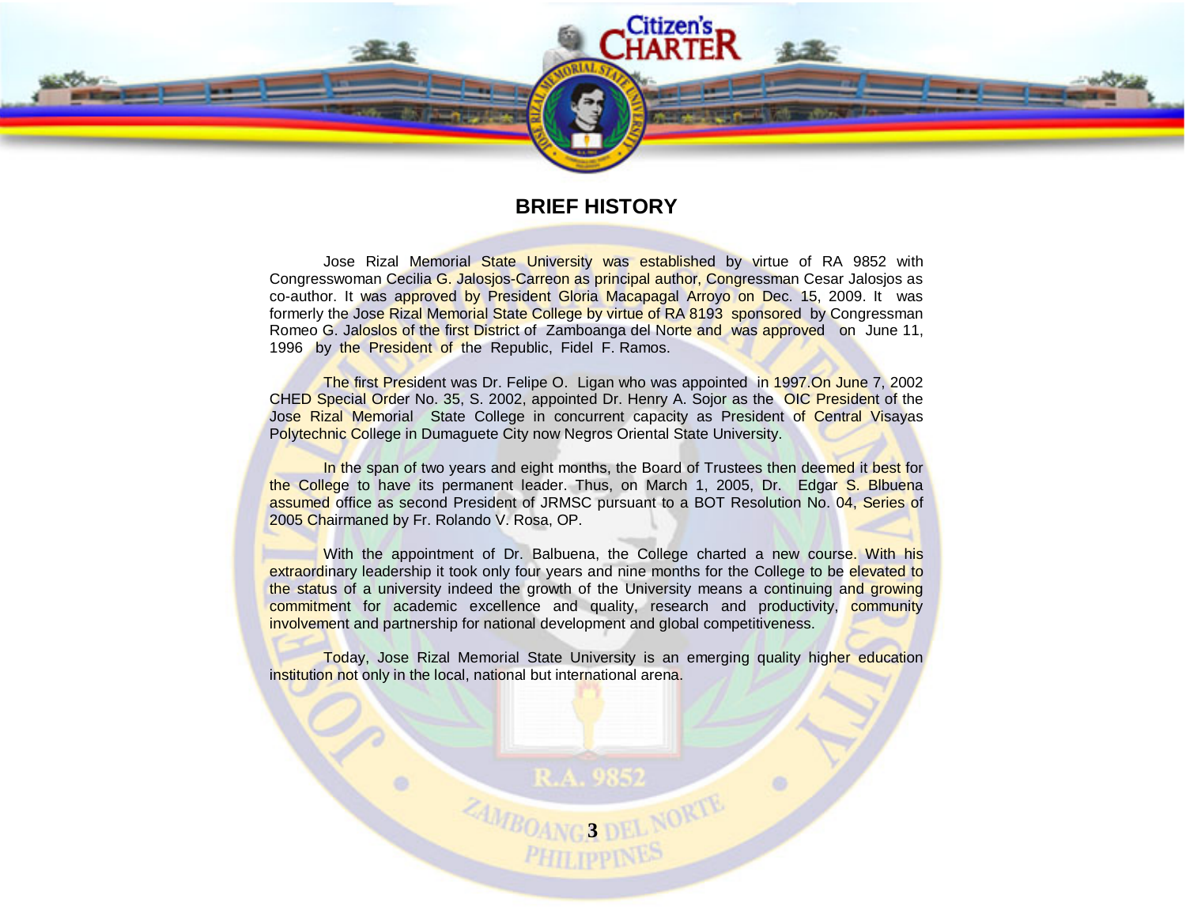## BRIEF HISTORY

Jose Rizal Memorial State University was established by virtue of RA 9852 with Congresswoman Cecilia G. Jalosjos-Carreon as principal author, Congressman Cesar Jalosjos as co-author. It was approved by President Gloria Macapagal Arroyo on Dec. 15, 2009. It was formerly the Jose Rizal Memorial State College by virtue of RA 8193 sponsored by Congressman Romeo G. Jaloslos of the first District of Zamboanga del Norte and was approved on June 11, 1996 by the President of the Republic, Fidel F. Ramos.

The first President was Dr. Felipe O. Ligan who was appointed in 1997.On June 7, 2002 CHED Special Order No. 35, S. 2002, appointed Dr. Henry A. Sojor as the OIC President of the Jose Rizal Memorial State College in concurrent capacity as President of Central Visayas Polytechnic College in Dumaguete City now Negros Oriental State University.

In the span of two years and eight months, the Board of Trustees then deemed it best for the College to have its permanent leader. Thus, on March 1, 2005, Dr. Edgar S. Blbuena assumed office as second President of JRMSC pursuant to a BOT Resolution No. 04, Series of 2005 Chairmaned by Fr. Rolando V. Rosa, OP.

With the appointment of Dr. Balbuena, the College charted a new course. With his extraordinary leadership it took only four years and nine months for the College to be elevated to the status of a university indeed the growth of the University means a continuing and growing commitment for academic excellence and quality, research and productivity, community involvement and partnership for national development and global competitiveness.

Today, Jose Rizal Memorial State University is an emerging quality higher education institution not only in the local, national but international arena.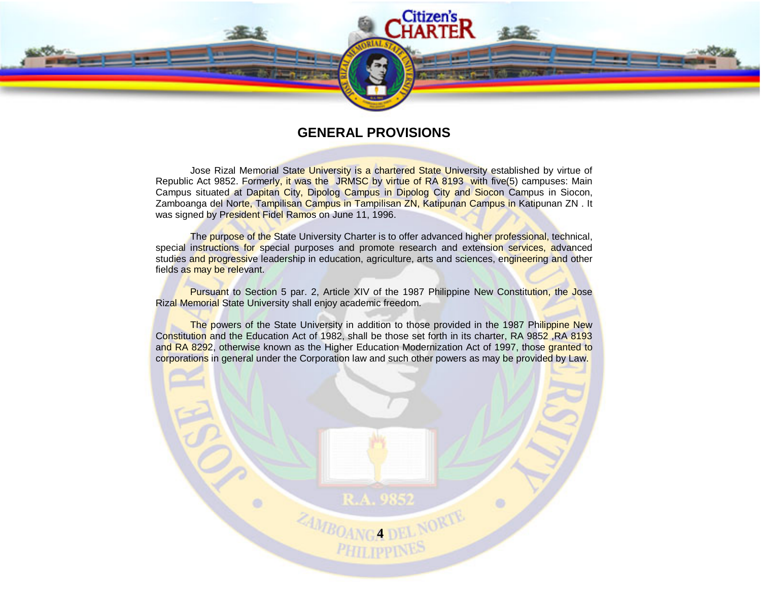## GENERAL PROVISIONS

Jose Rizal Memorial State University is a chartered State University established by virtue of Republic Act 9852. Formerly, it was the JRMSC by virtue of RA 8193 with five(5) campuses: Main Campus situated at Dapitan City, Dipolog Campus in Dipolog City and Siocon Campus in Siocon, Zamboanga del Norte, Tampilisan Campus in Tampilisan ZN, Katipunan Campus in Katipunan ZN . It was signed by President Fidel Ramos on June 11, 1996.

The purpose of the State University Charter is to offer advanced higher professional, technical, special instructions for special purposes and promote research and extension services, advanced studies and progressive leadership in education, agriculture, arts and sciences, engineering and other fields as may be relevant.

Pursuant to Section 5 par. 2, Article XIV of the 1987 Philippine New Constitution, the Jose Rizal Memorial State University shall enjoy academic freedom.

The powers of the State University in addition to those provided in the 1987 Philippine New Constitution and the Education Act of 1982, shall be those set forth in its charter, RA 9852 ,RA 8193 and RA 8292, otherwise known as the Higher Education Modernization Act of 1997, those granted to corporations in general under the Corporation law and such other powers as may be provided by Law.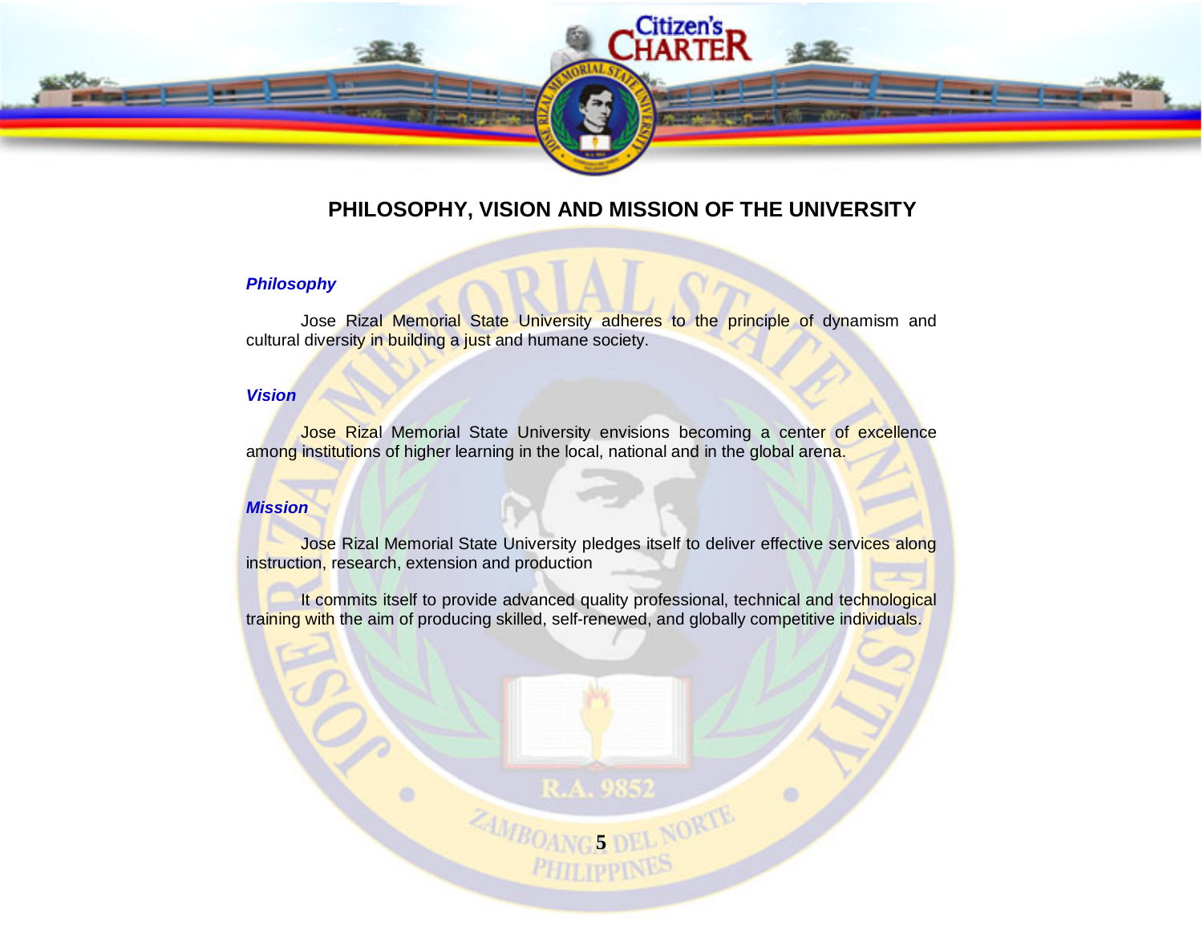# PHILOSOPHY, VISION AND MISSION OF THE UNIVERSITY

***Philosophy***

Jose Rizal Memorial State University adheres to the principle of dynamism and cultural diversity in building a just and humane society.

***Vision***

Jose Rizal Memorial State University envisions becoming a center of excellence among institutions of higher learning in the local, national and in the global arena.

***Mission***

Jose Rizal Memorial State University pledges itself to deliver effective services along instruction, research, extension and production

It commits itself to provide advanced quality professional, technical and technological training with the aim of producing skilled, self-renewed, and globally competitive individuals.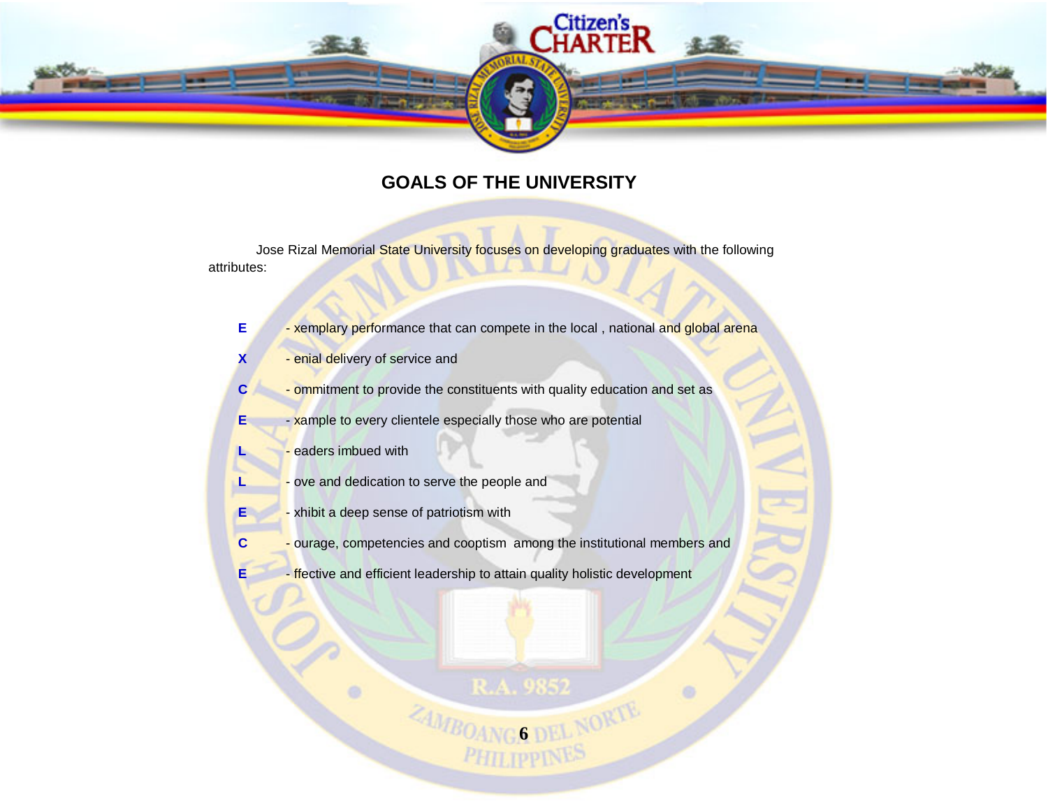## GOALS OF THE UNIVERSITY

Jose Rizal Memorial State University focuses on developing graduates with the following attributes:

**E** - xemplary performance that can compete in the local , national and global arena

**X** - enial delivery of service and

**C** - ommitment to provide the constituents with quality education and set as

**E** - xample to every clientele especially those who are potential

**L** - eaders imbued with

**L** - ove and dedication to serve the people and

**E** - xhibit a deep sense of patriotism with

**C** - ourage, competencies and cooptism among the institutional members and

**E** - ffective and efficient leadership to attain quality holistic development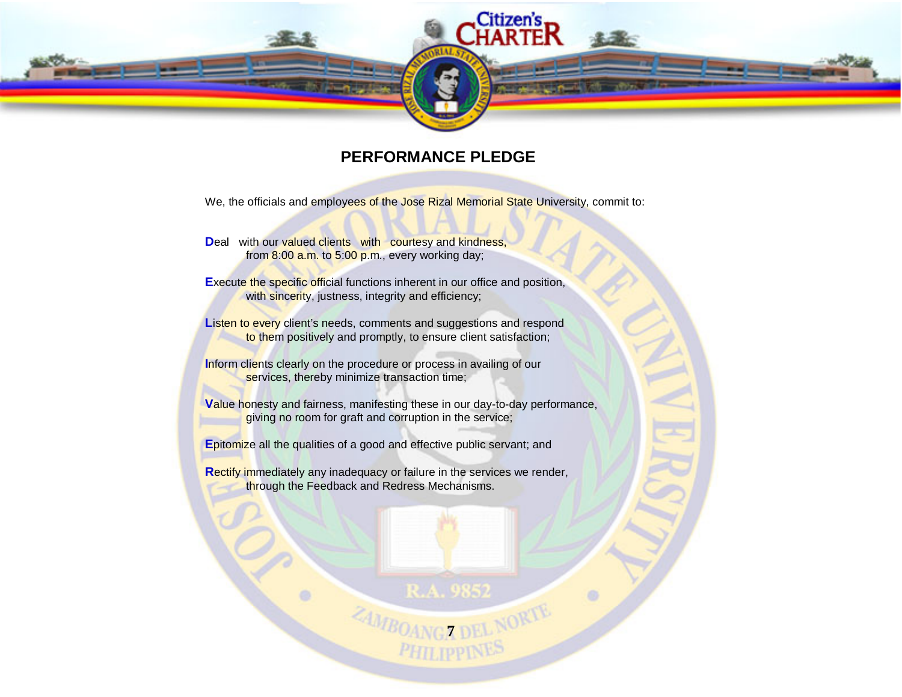## PERFORMANCE PLEDGE

We, the officials and employees of the Jose Rizal Memorial State University, commit to:

**D**eal with our valued clients with courtesy and kindness, from 8:00 a.m. to 5:00 p.m., every working day;

**E**xecute the specific official functions inherent in our office and position, with sincerity, justness, integrity and efficiency;

**L**isten to every client's needs, comments and suggestions and respond to them positively and promptly, to ensure client satisfaction;

**I**nform clients clearly on the procedure or process in availing of our services, thereby minimize transaction time;

**V**alue honesty and fairness, manifesting these in our day-to-day performance, giving no room for graft and corruption in the service;

**E**pitomize all the qualities of a good and effective public servant; and

**R**ectify immediately any inadequacy or failure in the services we render, through the Feedback and Redress Mechanisms.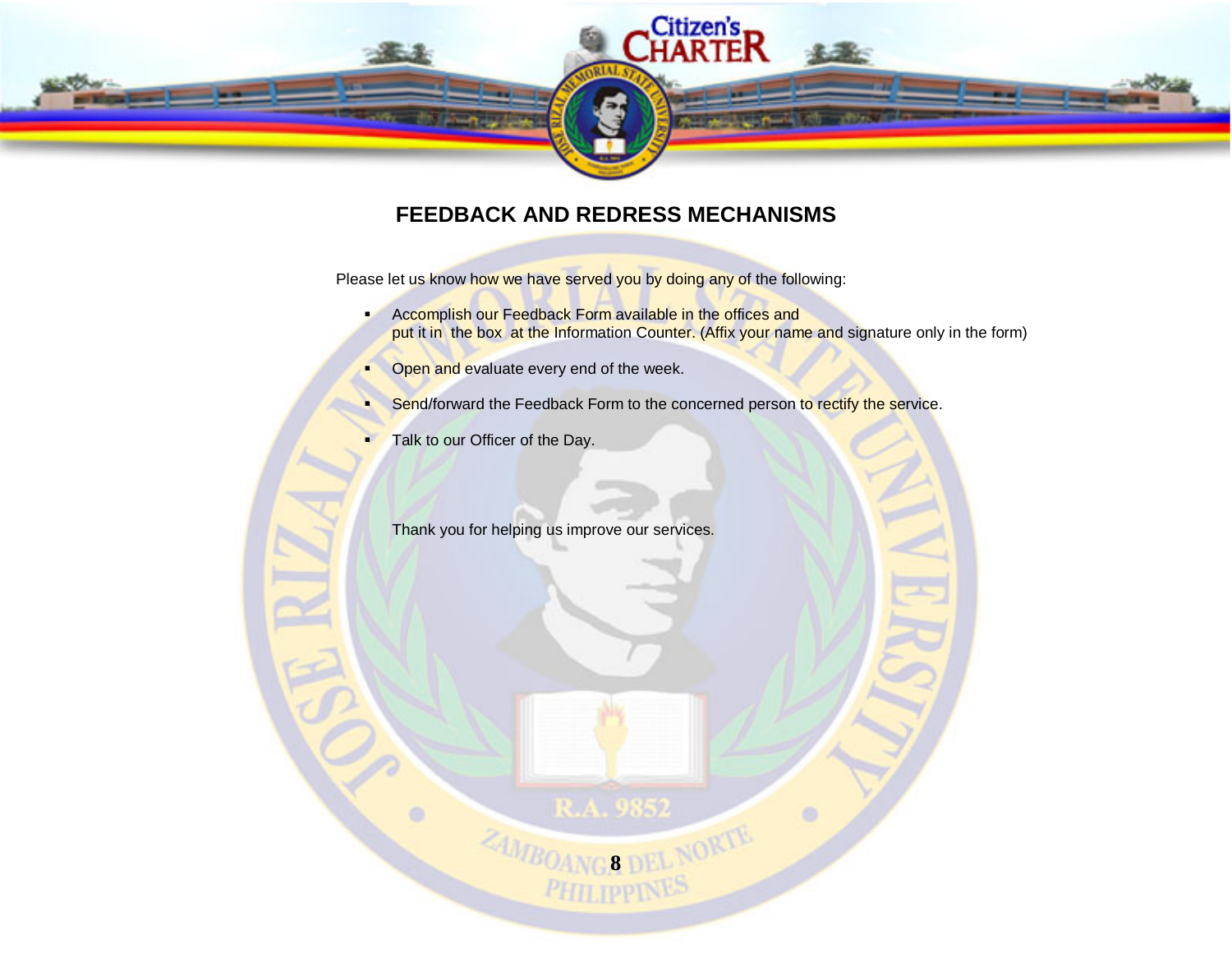## FEEDBACK AND REDRESS MECHANISMS

Please let us know how we have served you by doing any of the following:

- Accomplish our Feedback Form available in the offices and put it in the box at the Information Counter. (Affix your name and signature only in the form)
- Open and evaluate every end of the week.
- Send/forward the Feedback Form to the concerned person to rectify the service.
- Talk to our Officer of the Day.

Thank you for helping us improve our services.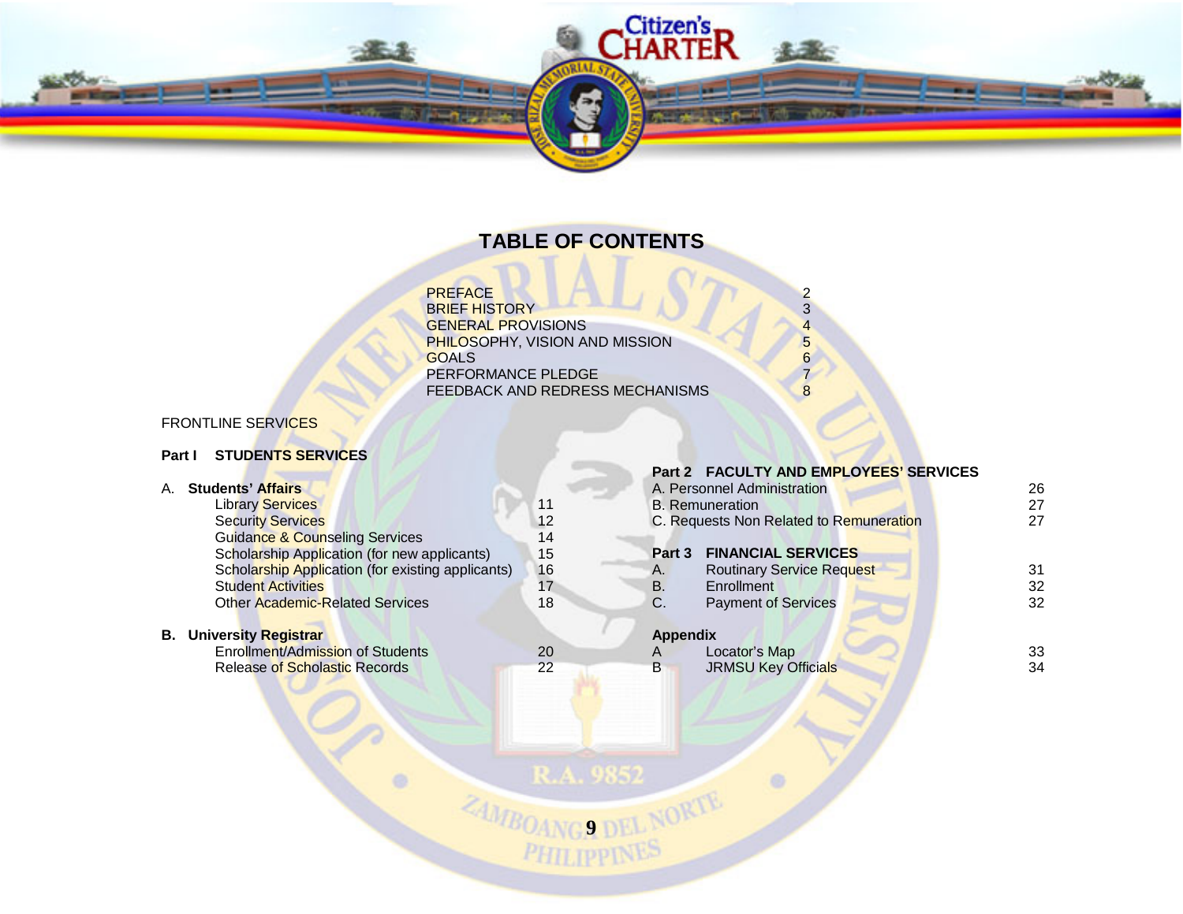# TABLE OF CONTENTS

| | |
|---|---|
| PREFACE | 2 |
| BRIEF HISTORY | 3 |
| GENERAL PROVISIONS | 4 |
| PHILOSOPHY, VISION AND MISSION | 5 |
| GOALS | 6 |
| PERFORMANCE PLEDGE | 7 |
| FEEDBACK AND REDRESS MECHANISMS | 8 |

FRONTLINE SERVICES

**Part I STUDENTS SERVICES**

A. **Students' Affairs**

| | |
|---|---|
| Library Services | 11 |
| Security Services | 12 |
| Guidance & Counseling Services | 14 |
| Scholarship Application (for new applicants) | 15 |
| Scholarship Application (for existing applicants) | 16 |
| Student Activities | 17 |
| Other Academic-Related Services | 18 |

**B. University Registrar**

| | |
|---|---|
| Enrollment/Admission of Students | 20 |
| Release of Scholastic Records | 22 |

**Part 2 FACULTY AND EMPLOYEES' SERVICES**

| | |
|---|---|
| A. Personnel Administration | 26 |
| B. Remuneration | 27 |
| C. Requests Non Related to Remuneration | 27 |

**Part 3 FINANCIAL SERVICES**

| | | |
|---|---|---|
| A. | Routinary Service Request | 31 |
| B. | Enrollment | 32 |
| C. | Payment of Services | 32 |

**Appendix**

| | | |
|---|---|---|
| A | Locator's Map | 33 |
| B | JRMSU Key Officials | 34 |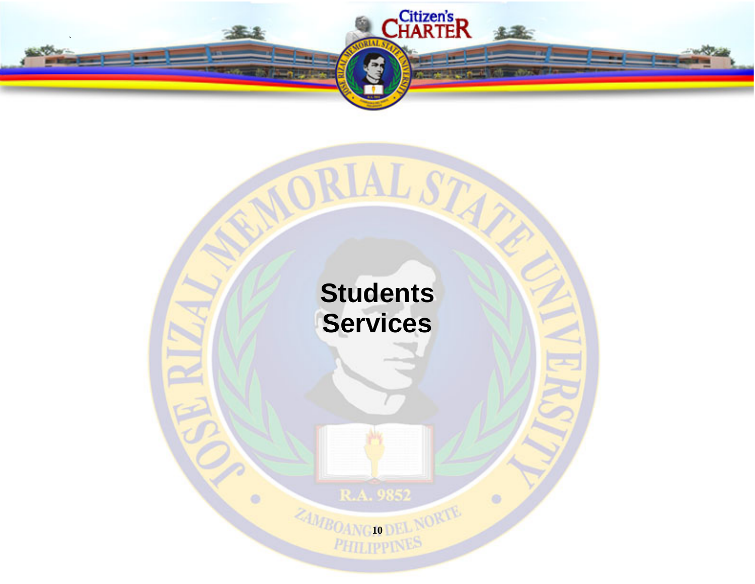# Students Services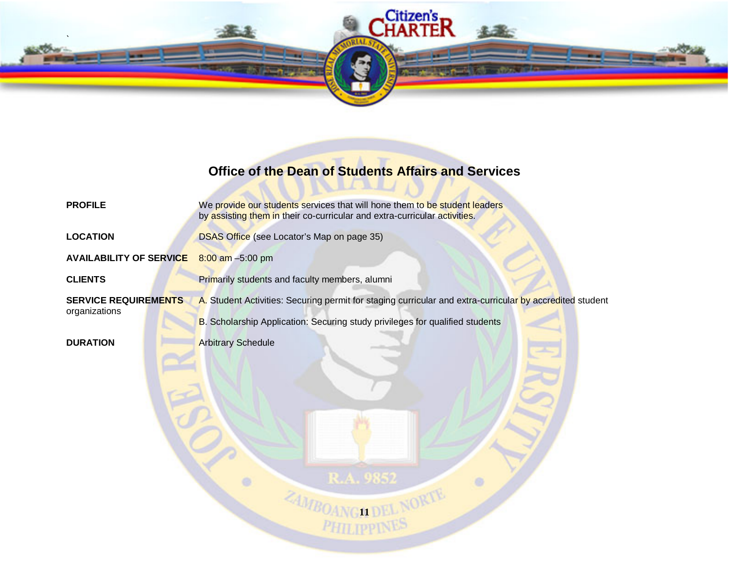## Office of the Dean of Students Affairs and Services

| | |
|---|---|
| **PROFILE** | We provide our students services that will hone them to be student leaders by assisting them in their co-curricular and extra-curricular activities. |
| **LOCATION** | DSAS Office (see Locator's Map on page 35) |
| **AVAILABILITY OF SERVICE** | 8:00 am –5:00 pm |
| **CLIENTS** | Primarily students and faculty members, alumni |
| **SERVICE REQUIREMENTS** | A. Student Activities: Securing permit for staging curricular and extra-curricular by accredited student organizations<br><br>B. Scholarship Application: Securing study privileges for qualified students |
| **DURATION** | Arbitrary Schedule |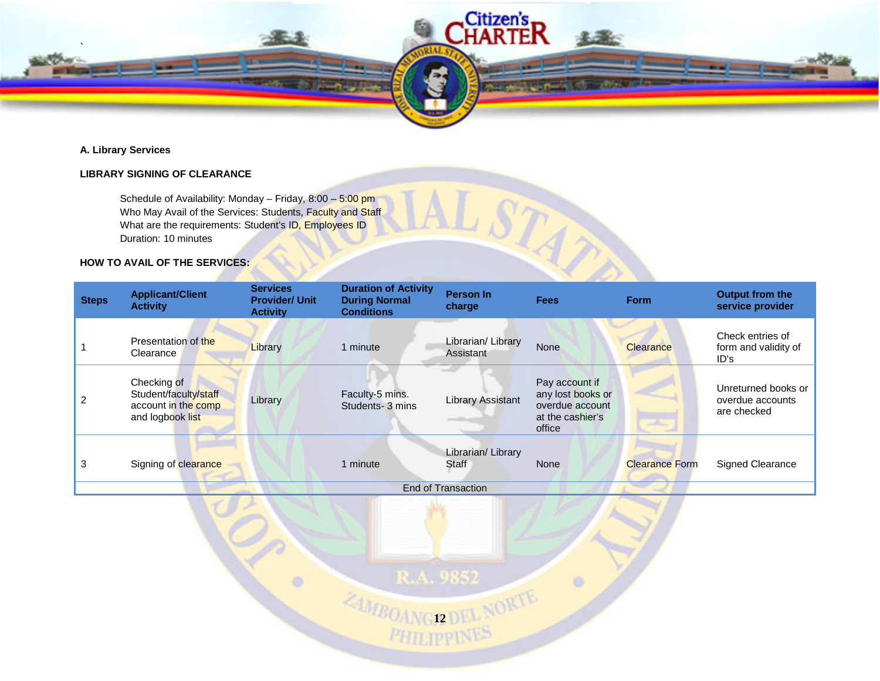## A. Library Services

### LIBRARY SIGNING OF CLEARANCE

Schedule of Availability: Monday – Friday, 8:00 – 5:00 pm
Who May Avail of the Services: Students, Faculty and Staff
What are the requirements: Student's ID, Employees ID
Duration: 10 minutes

### HOW TO AVAIL OF THE SERVICES:

| Steps | Applicant/Client Activity | Services Provider/ Unit Activity | Duration of Activity During Normal Conditions | Person In charge | Fees | Form | Output from the service provider |
|---|---|---|---|---|---|---|---|
| 1 | Presentation of the Clearance | Library | 1 minute | Librarian/ Library Assistant | None | Clearance | Check entries of form and validity of ID's |
| 2 | Checking of Student/faculty/staff account in the comp and logbook list | Library | Faculty-5 mins. Students- 3 mins | Library Assistant | Pay account if any lost books or overdue account at the cashier's office | | Unreturned books or overdue accounts are checked |
| 3 | Signing of clearance | | 1 minute | Librarian/ Library Staff | None | Clearance Form | Signed Clearance |
| End of Transaction | | | | | | | |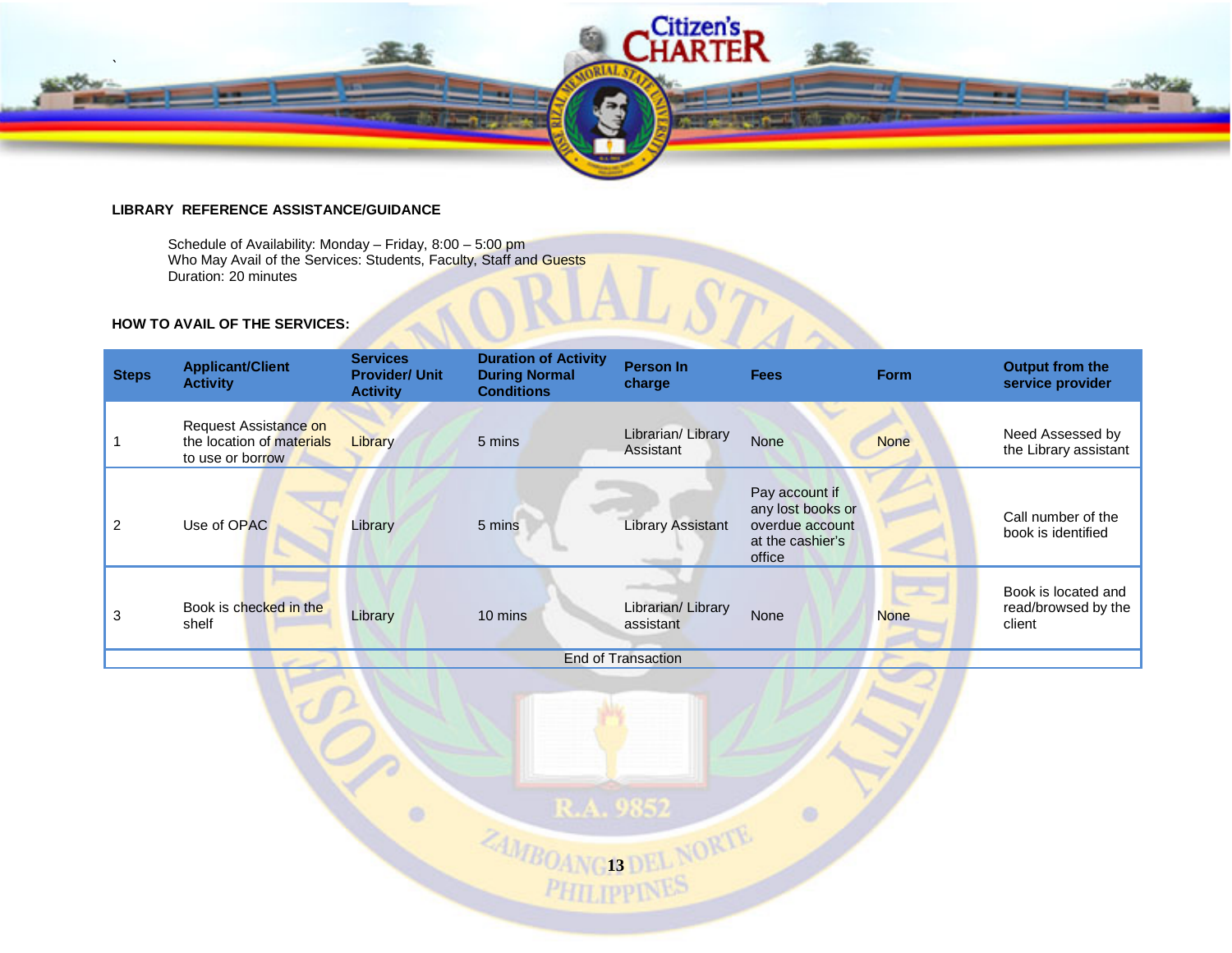**LIBRARY REFERENCE ASSISTANCE/GUIDANCE**

Schedule of Availability: Monday – Friday, 8:00 – 5:00 pm
Who May Avail of the Services: Students, Faculty, Staff and Guests
Duration: 20 minutes

**HOW TO AVAIL OF THE SERVICES:**

| Steps | Applicant/Client Activity | Services Provider/ Unit Activity | Duration of Activity During Normal Conditions | Person In charge | Fees | Form | Output from the service provider |
|---|---|---|---|---|---|---|---|
| 1 | Request Assistance on the location of materials to use or borrow | Library | 5 mins | Librarian/ Library Assistant | None | None | Need Assessed by the Library assistant |
| 2 | Use of OPAC | Library | 5 mins | Library Assistant | Pay account if any lost books or overdue account at the cashier's office | | Call number of the book is identified |
| 3 | Book is checked in the shelf | Library | 10 mins | Librarian/ Library assistant | None | None | Book is located and read/browsed by the client |
| | | | End of Transaction | | | | |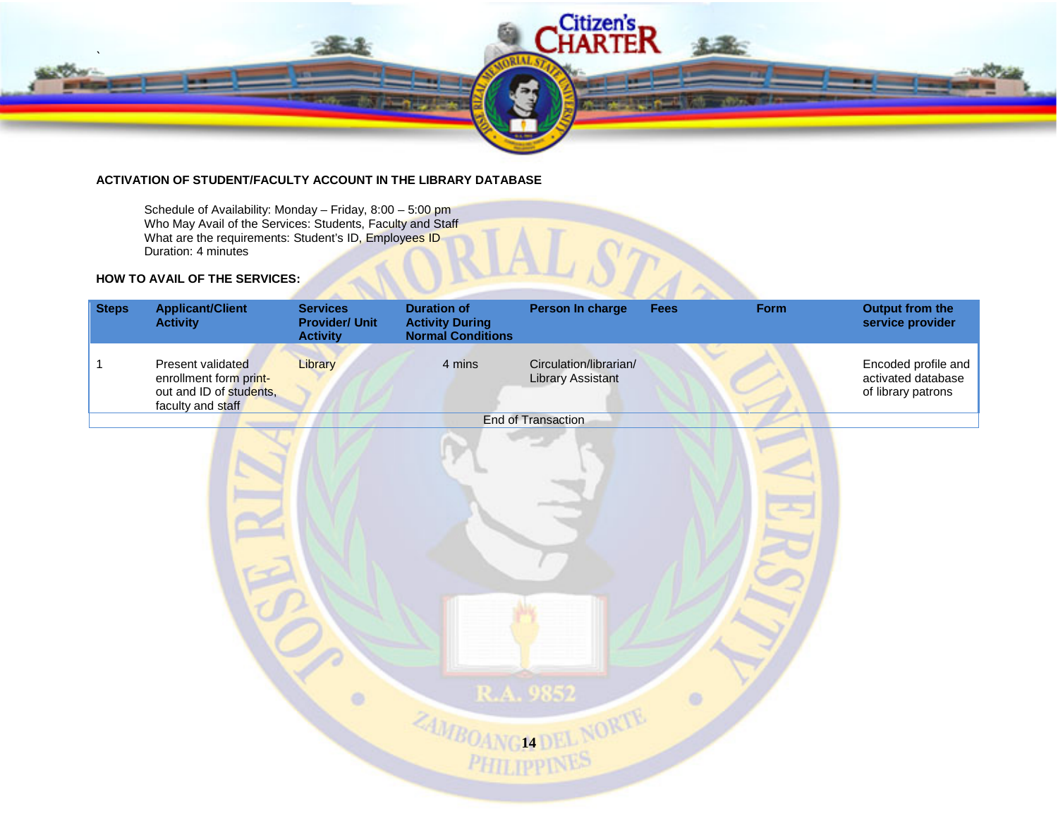**ACTIVATION OF STUDENT/FACULTY ACCOUNT IN THE LIBRARY DATABASE**

Schedule of Availability: Monday – Friday, 8:00 – 5:00 pm
Who May Avail of the Services: Students, Faculty and Staff
What are the requirements: Student's ID, Employees ID
Duration: 4 minutes

**HOW TO AVAIL OF THE SERVICES:**

| Steps | Applicant/Client Activity | Services Provider/ Unit Activity | Duration of Activity During Normal Conditions | Person In charge | Fees | Form | Output from the service provider |
|---|---|---|---|---|---|---|---|
| 1 | Present validated enrollment form print-out and ID of students, faculty and staff | Library | 4 mins | Circulation/librarian/ Library Assistant | | | Encoded profile and activated database of library patrons |
| | | | End of Transaction | | | | |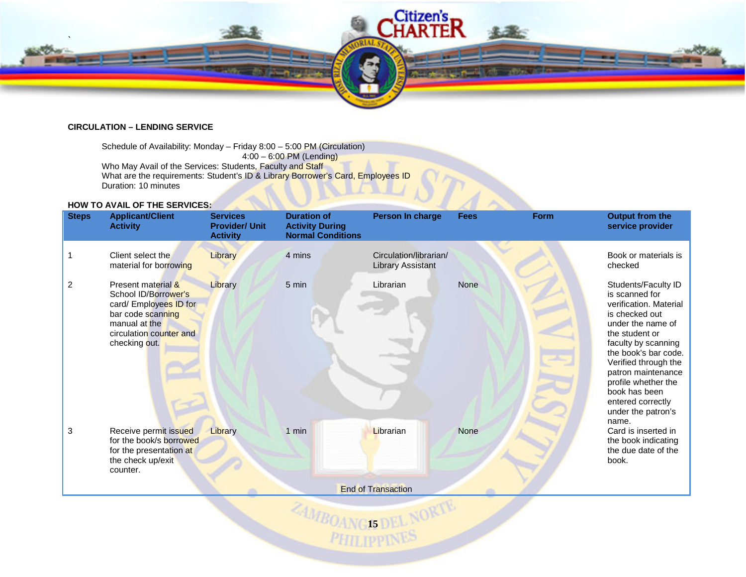**CIRCULATION – LENDING SERVICE**

Schedule of Availability: Monday – Friday 8:00 – 5:00 PM (Circulation)
4:00 – 6:00 PM (Lending)
Who May Avail of the Services: Students, Faculty and Staff
What are the requirements: Student's ID & Library Borrower's Card, Employees ID
Duration: 10 minutes

**HOW TO AVAIL OF THE SERVICES:**

| Steps | Applicant/Client Activity | Services Provider/ Unit Activity | Duration of Activity During Normal Conditions | Person In charge | Fees | Form | Output from the service provider |
|---|---|---|---|---|---|---|---|
| 1 | Client select the material for borrowing | Library | 4 mins | Circulation/librarian/ Library Assistant | | | Book or materials is checked |
| 2 | Present material & School ID/Borrower's card/ Employees ID for bar code scanning manual at the circulation counter and checking out. | Library | 5 min | Librarian | None | | Students/Faculty ID is scanned for verification. Material is checked out under the name of the student or faculty by scanning the book's bar code. Verified through the patron maintenance profile whether the book has been entered correctly under the patron's name. |
| 3 | Receive permit issued for the book/s borrowed for the presentation at the check up/exit counter. | Library | 1 min | Librarian | None | | Card is inserted in the book indicating the due date of the book. |
| | | | End of Transaction | | | | |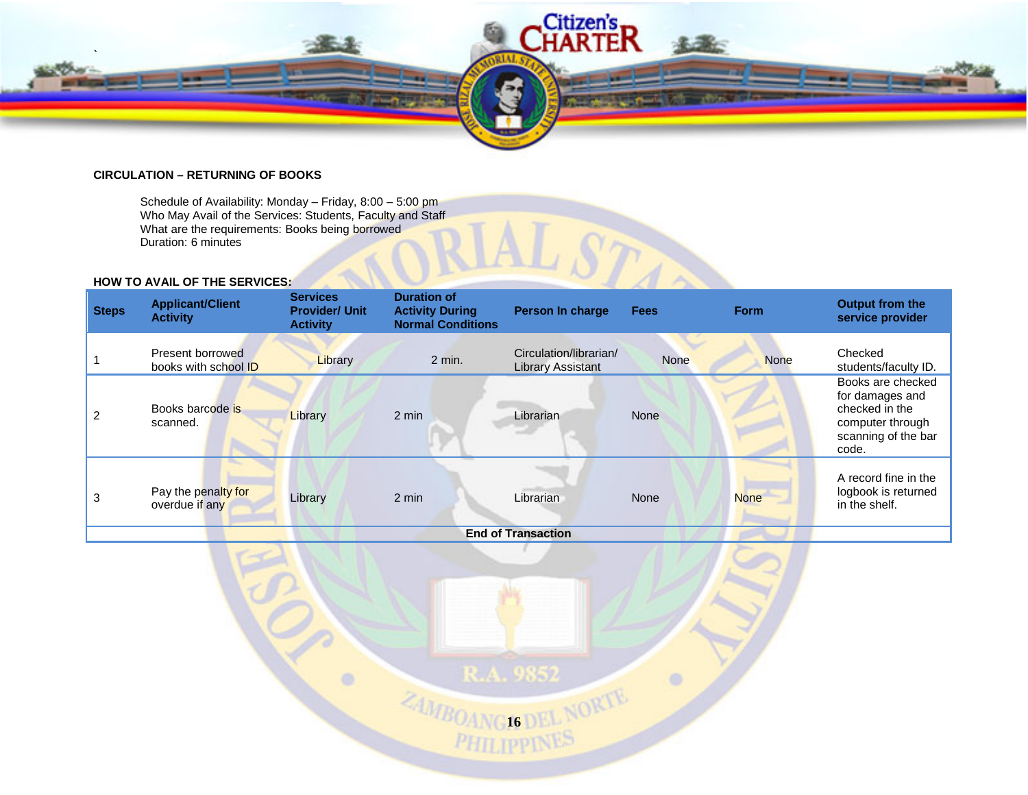**CIRCULATION – RETURNING OF BOOKS**

Schedule of Availability: Monday – Friday, 8:00 – 5:00 pm
Who May Avail of the Services: Students, Faculty and Staff
What are the requirements: Books being borrowed
Duration: 6 minutes

**HOW TO AVAIL OF THE SERVICES:**

| Steps | Applicant/Client Activity | Services Provider/ Unit Activity | Duration of Activity During Normal Conditions | Person In charge | Fees | Form | Output from the service provider |
|---|---|---|---|---|---|---|---|
| 1 | Present borrowed books with school ID | Library | 2 min. | Circulation/librarian/ Library Assistant | None | None | Checked students/faculty ID. |
| 2 | Books barcode is scanned. | Library | 2 min | Librarian | None | | Books are checked for damages and checked in the computer through scanning of the bar code. |
| 3 | Pay the penalty for overdue if any | Library | 2 min | Librarian | None | None | A record fine in the logbook is returned in the shelf. |
| | | | **End of Transaction** | | | | |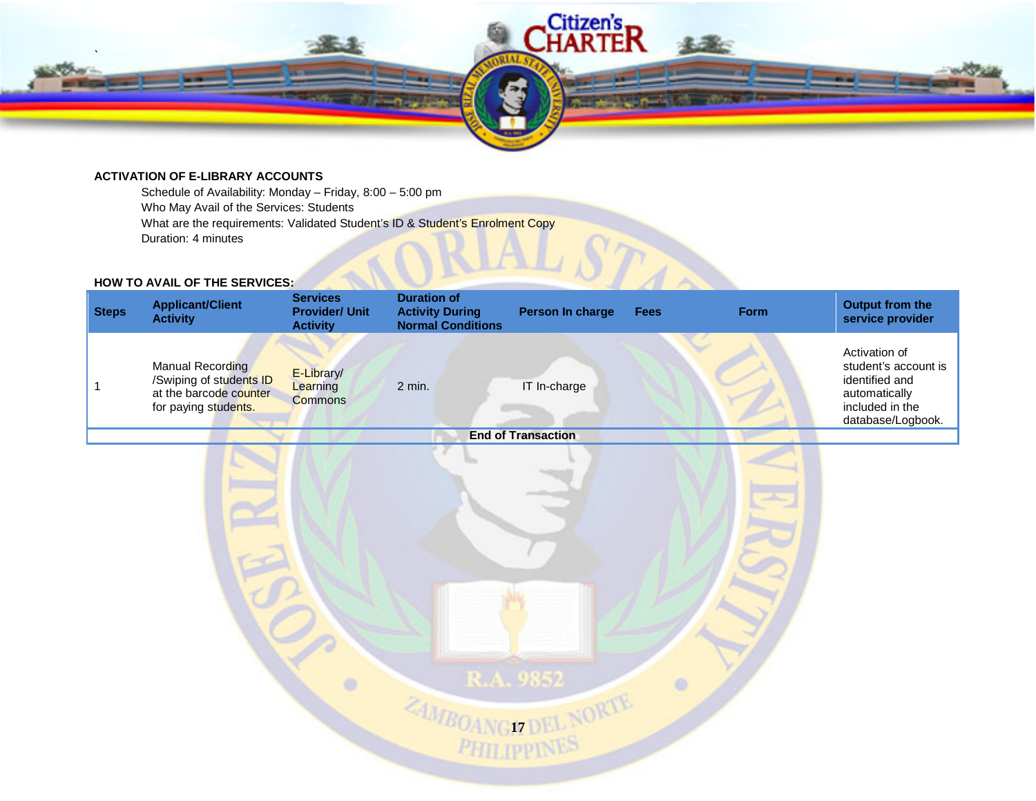**ACTIVATION OF E-LIBRARY ACCOUNTS**

Schedule of Availability: Monday – Friday, 8:00 – 5:00 pm
Who May Avail of the Services: Students
What are the requirements: Validated Student's ID & Student's Enrolment Copy
Duration: 4 minutes

**HOW TO AVAIL OF THE SERVICES:**

| Steps | Applicant/Client Activity | Services Provider/ Unit Activity | Duration of Activity During Normal Conditions | Person In charge | Fees | Form | Output from the service provider |
|---|---|---|---|---|---|---|---|
| 1 | Manual Recording /Swiping of students ID at the barcode counter for paying students. | E-Library/ Learning Commons | 2 min. | IT In-charge | | | Activation of student's account is identified and automatically included in the database/Logbook. |
| | | | | **End of Transaction** | | | |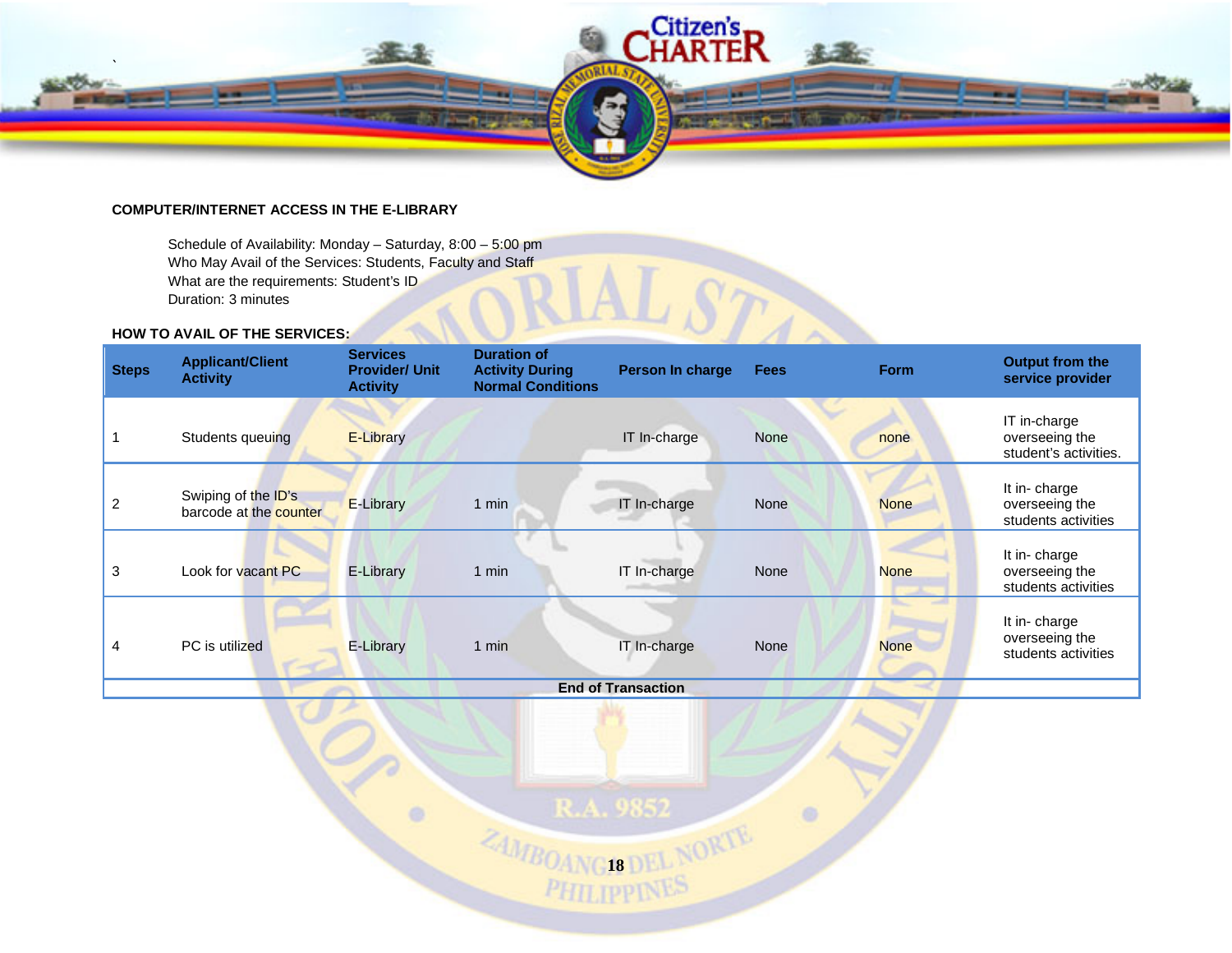**COMPUTER/INTERNET ACCESS IN THE E-LIBRARY**

Schedule of Availability: Monday – Saturday, 8:00 – 5:00 pm
Who May Avail of the Services: Students, Faculty and Staff
What are the requirements: Student's ID
Duration: 3 minutes

**HOW TO AVAIL OF THE SERVICES:**

| Steps | Applicant/Client Activity | Services Provider/ Unit Activity | Duration of Activity During Normal Conditions | Person In charge | Fees | Form | Output from the service provider |
|---|---|---|---|---|---|---|---|
| 1 | Students queuing | E-Library | | IT In-charge | None | none | IT in-charge overseeing the student's activities. |
| 2 | Swiping of the ID's barcode at the counter | E-Library | 1 min | IT In-charge | None | None | It in- charge overseeing the students activities |
| 3 | Look for vacant PC | E-Library | 1 min | IT In-charge | None | None | It in- charge overseeing the students activities |
| 4 | PC is utilized | E-Library | 1 min | IT In-charge | None | None | It in- charge overseeing the students activities |
| **End of Transaction** | | | | | | | |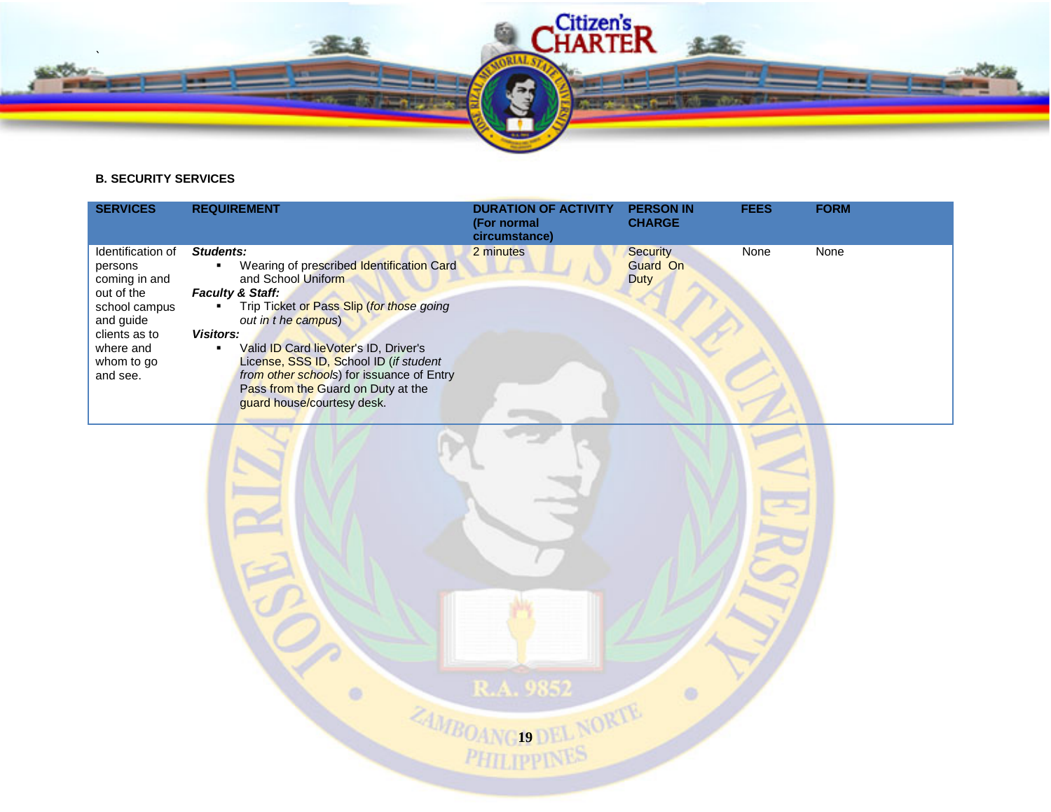**B. SECURITY SERVICES**

| SERVICES | REQUIREMENT | DURATION OF ACTIVITY (For normal circumstance) | PERSON IN CHARGE | FEES | FORM |
|---|---|---|---|---|---|
| Identification of persons coming in and out of the school campus and guide clients as to where and whom to go and see. | ***Students:*** <br>▪ Wearing of prescribed Identification Card and School Uniform <br>***Faculty & Staff:*** <br>▪ Trip Ticket or Pass Slip (*for those going out in t he campus*) <br>***Visitors:*** <br>▪ Valid ID Card lieVoter's ID, Driver's License, SSS ID, School ID (*if student from other schools*) for issuance of Entry Pass from the Guard on Duty at the guard house/courtesy desk. | 2 minutes | Security Guard On Duty | None | None |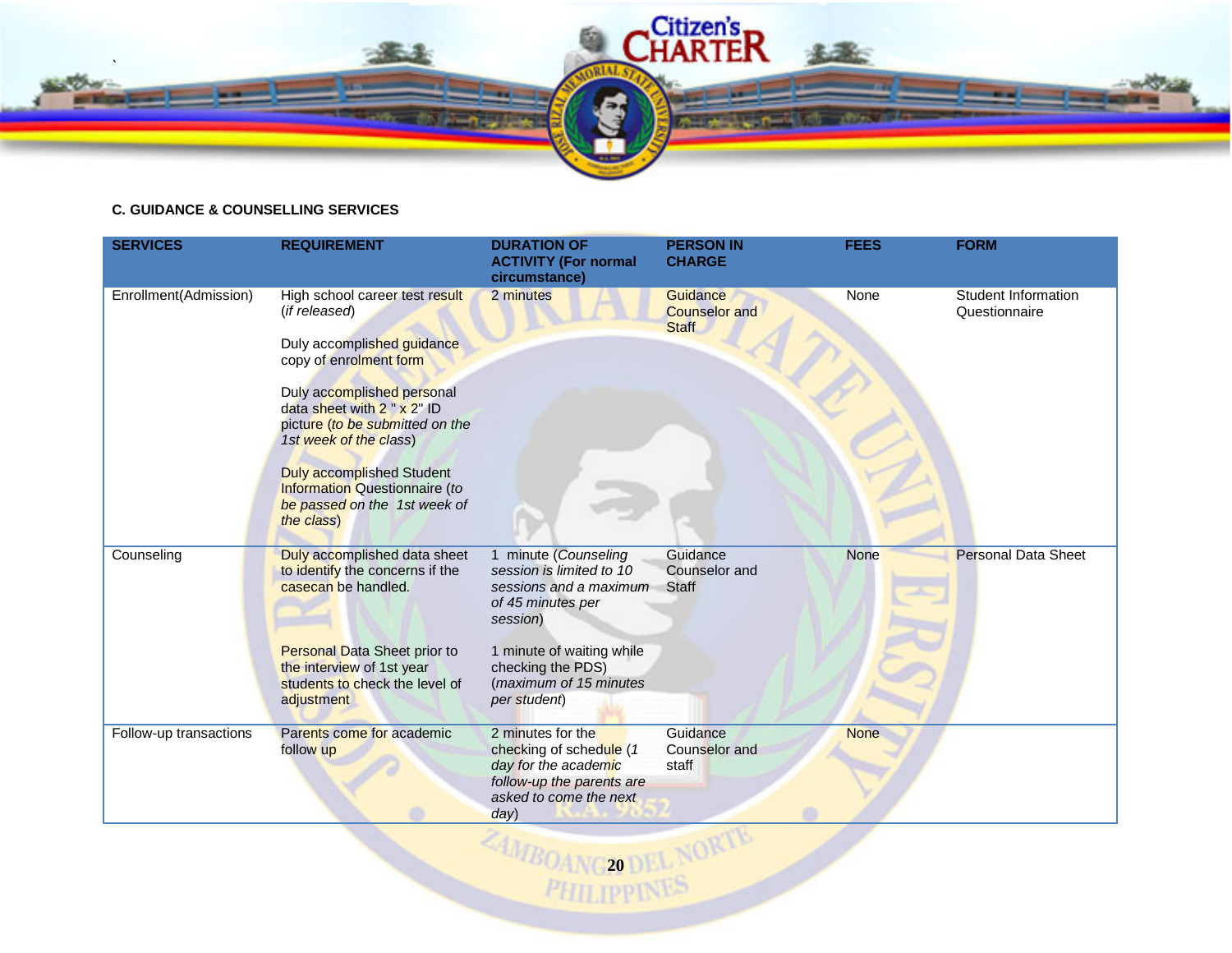**C. GUIDANCE & COUNSELLING SERVICES**

| SERVICES | REQUIREMENT | DURATION OF ACTIVITY (For normal circumstance) | PERSON IN CHARGE | FEES | FORM |
|---|---|---|---|---|---|
| Enrollment(Admission) | High school career test result (*if released*)<br><br>Duly accomplished guidance copy of enrolment form<br><br>Duly accomplished personal data sheet with 2 " x 2" ID picture (*to be submitted on the 1st week of the class*)<br><br>Duly accomplished Student Information Questionnaire (*to be passed on the 1st week of the class*) | 2 minutes | Guidance Counselor and Staff | None | Student Information Questionnaire |
| Counseling | Duly accomplished data sheet to identify the concerns if the casecan be handled.<br><br>Personal Data Sheet prior to the interview of 1st year students to check the level of adjustment | 1 minute (*Counseling session is limited to 10 sessions and a maximum of 45 minutes per session*)<br><br>1 minute of waiting while checking the PDS) (*maximum of 15 minutes per student*) | Guidance Counselor and Staff | None | Personal Data Sheet |
| Follow-up transactions | Parents come for academic follow up | 2 minutes for the checking of schedule (*1 day for the academic follow-up the parents are asked to come the next day*) | Guidance Counselor and staff | None | |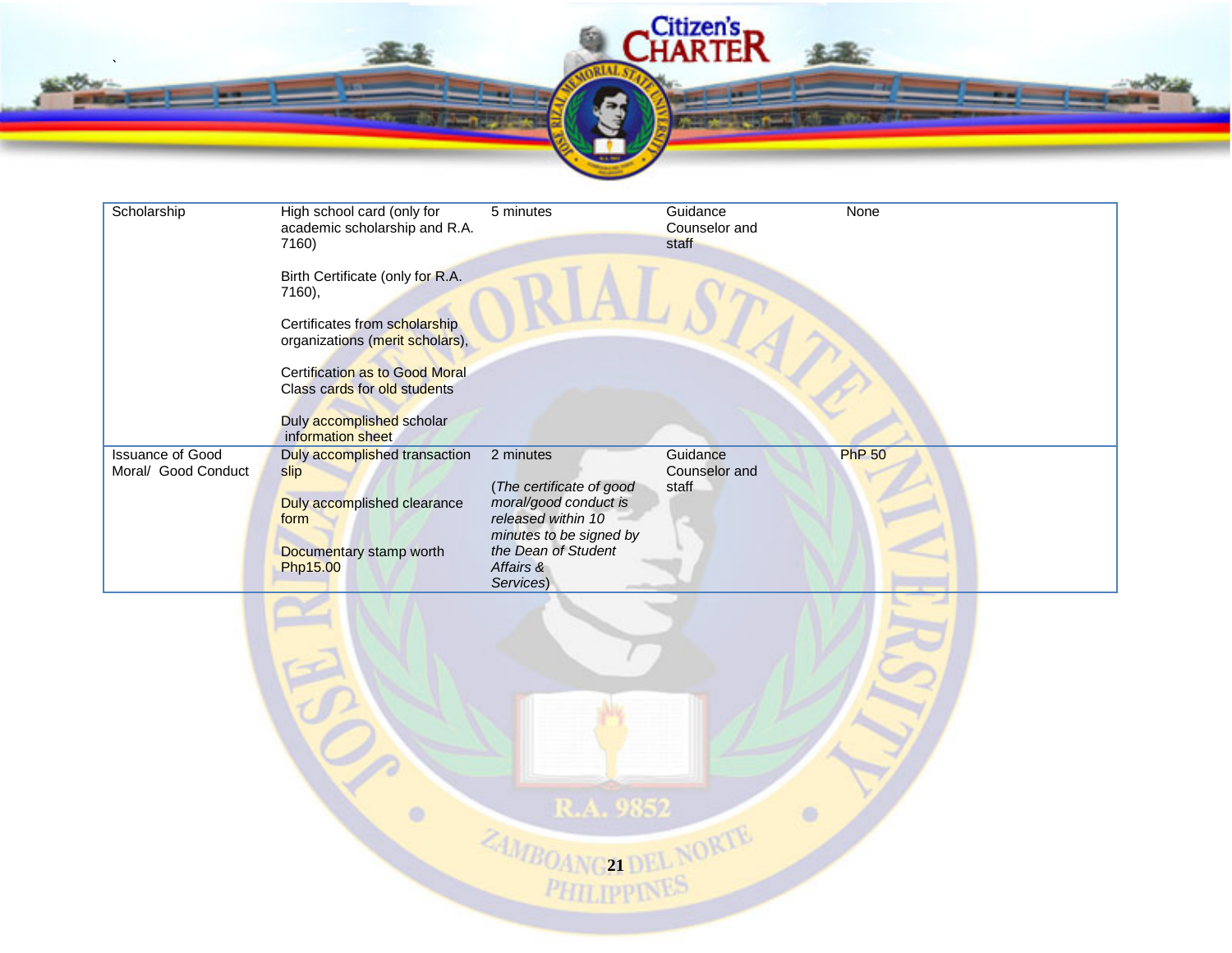| | | | | |
|---|---|---|---|---|
| Scholarship | High school card (only for academic scholarship and R.A. 7160)<br><br>Birth Certificate (only for R.A. 7160),<br><br>Certificates from scholarship organizations (merit scholars),<br><br>Certification as to Good Moral Class cards for old students<br><br>Duly accomplished scholar information sheet | 5 minutes | Guidance Counselor and staff | None |
| Issuance of Good Moral/ Good Conduct | Duly accomplished transaction slip<br><br>Duly accomplished clearance form<br><br>Documentary stamp worth Php15.00 | 2 minutes<br><br>(*The certificate of good moral/good conduct is released within 10 minutes to be signed by the Dean of Student Affairs & Services*) | Guidance Counselor and staff | PhP 50 |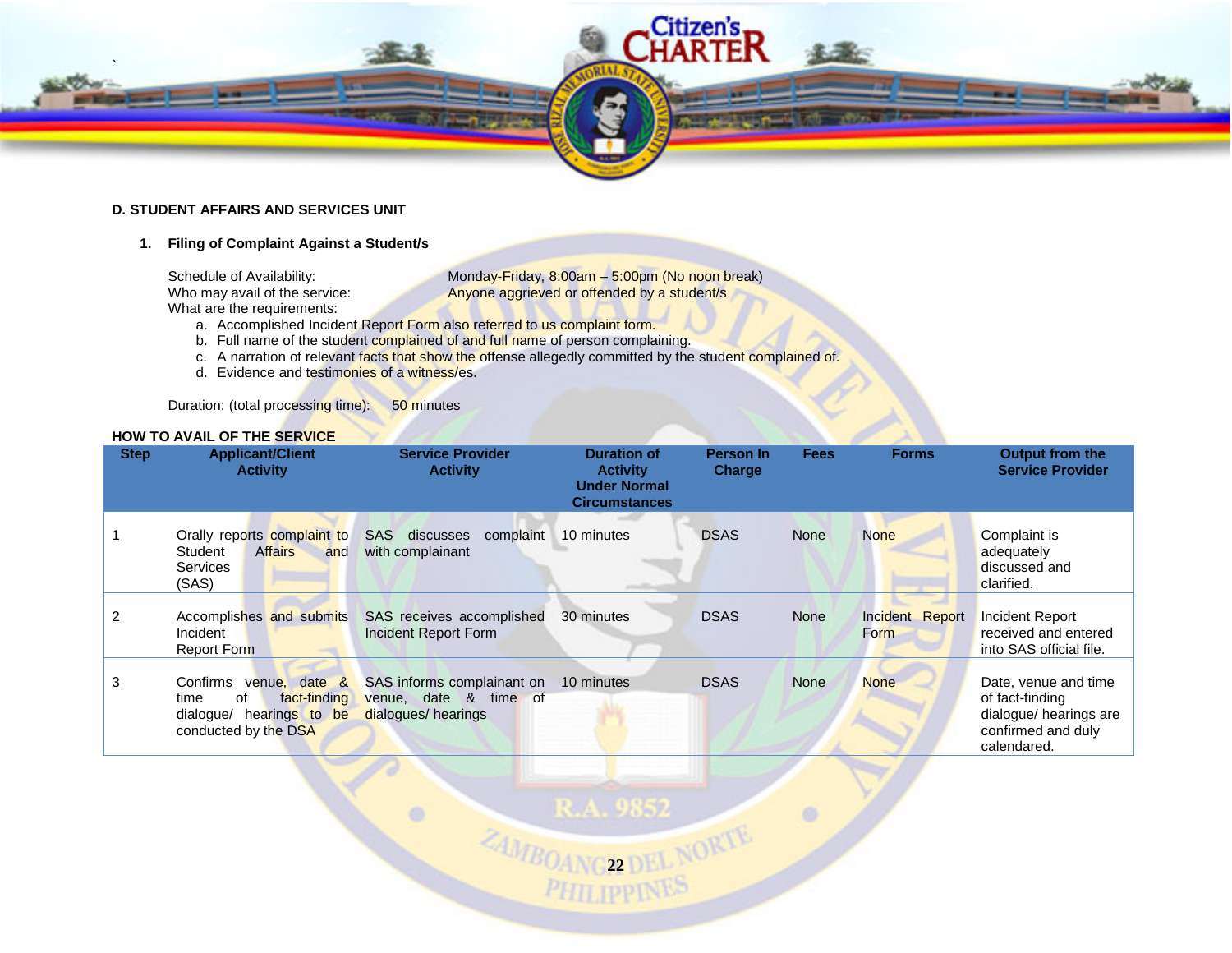## D. STUDENT AFFAIRS AND SERVICES UNIT

### 1. Filing of Complaint Against a Student/s

Schedule of Availability: Monday-Friday, 8:00am – 5:00pm (No noon break)
Who may avail of the service: Anyone aggrieved or offended by a student/s
What are the requirements:

a. Accomplished Incident Report Form also referred to us complaint form.
b. Full name of the student complained of and full name of person complaining.
c. A narration of relevant facts that show the offense allegedly committed by the student complained of.
d. Evidence and testimonies of a witness/es.

Duration: (total processing time): 50 minutes

**HOW TO AVAIL OF THE SERVICE**

| Step | Applicant/Client Activity | Service Provider Activity | Duration of Activity Under Normal Circumstances | Person In Charge | Fees | Forms | Output from the Service Provider |
|---|---|---|---|---|---|---|---|
| 1 | Orally reports complaint to Student Affairs and Services (SAS) | SAS discusses complaint with complainant | 10 minutes | DSAS | None | None | Complaint is adequately discussed and clarified. |
| 2 | Accomplishes and submits Incident Report Form | SAS receives accomplished Incident Report Form | 30 minutes | DSAS | None | Incident Report Form | Incident Report received and entered into SAS official file. |
| 3 | Confirms venue, date & time of fact-finding dialogue/ hearings to be conducted by the DSA | SAS informs complainant on venue, date & time of dialogues/ hearings | 10 minutes | DSAS | None | None | Date, venue and time of fact-finding dialogue/ hearings are confirmed and duly calendared. |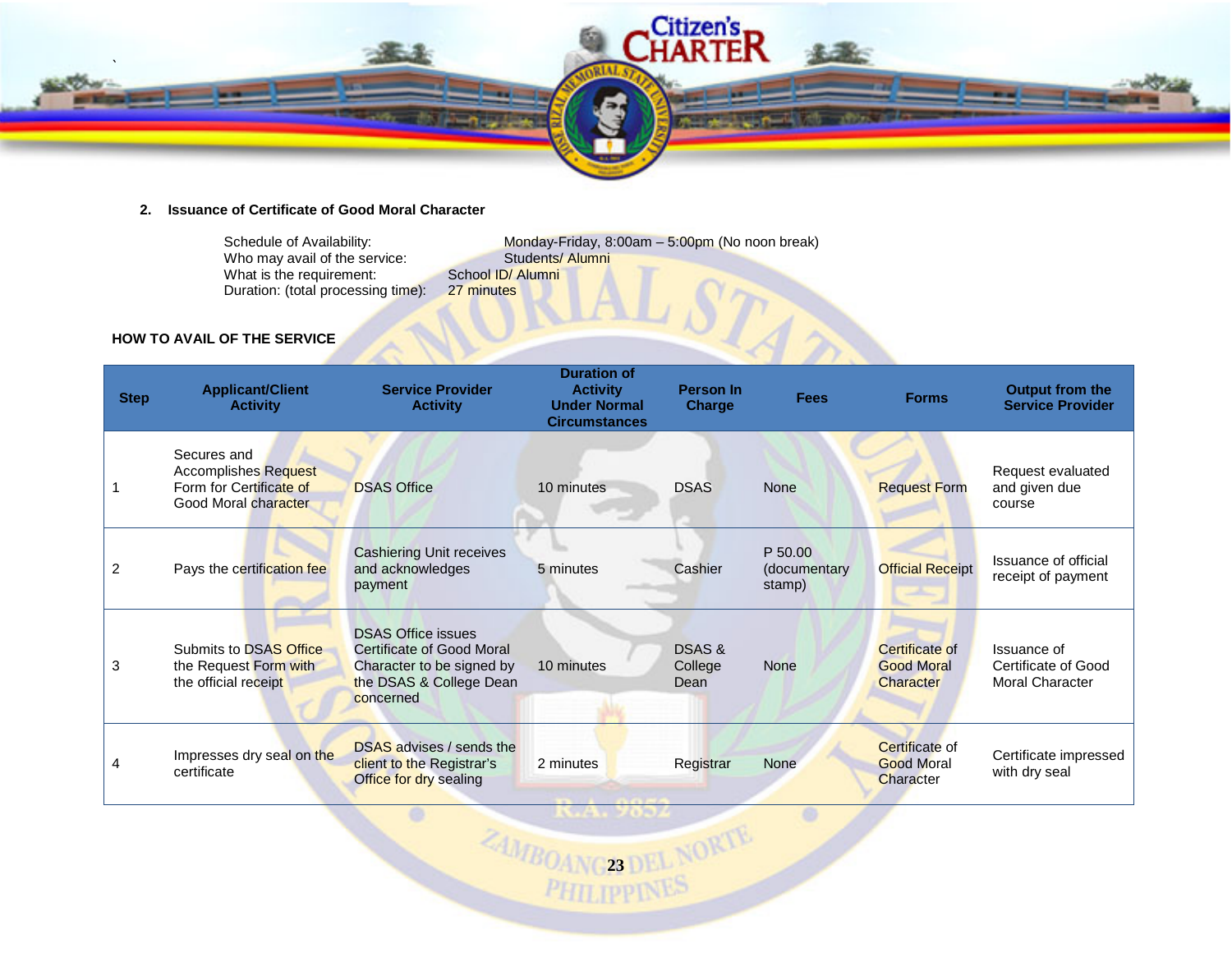## 2. Issuance of Certificate of Good Moral Character

Schedule of Availability: Monday-Friday, 8:00am – 5:00pm (No noon break)
Who may avail of the service: Students/ Alumni
What is the requirement: School ID/ Alumni
Duration: (total processing time): 27 minutes

### HOW TO AVAIL OF THE SERVICE

| Step | Applicant/Client Activity | Service Provider Activity | Duration of Activity Under Normal Circumstances | Person In Charge | Fees | Forms | Output from the Service Provider |
|---|---|---|---|---|---|---|---|
| 1 | Secures and Accomplishes Request Form for Certificate of Good Moral character | DSAS Office | 10 minutes | DSAS | None | Request Form | Request evaluated and given due course |
| 2 | Pays the certification fee | Cashiering Unit receives and acknowledges payment | 5 minutes | Cashier | P 50.00 (documentary stamp) | Official Receipt | Issuance of official receipt of payment |
| 3 | Submits to DSAS Office the Request Form with the official receipt | DSAS Office issues Certificate of Good Moral Character to be signed by the DSAS & College Dean concerned | 10 minutes | DSAS & College Dean | None | Certificate of Good Moral Character | Issuance of Certificate of Good Moral Character |
| 4 | Impresses dry seal on the certificate | DSAS advises / sends the client to the Registrar's Office for dry sealing | 2 minutes | Registrar | None | Certificate of Good Moral Character | Certificate impressed with dry seal |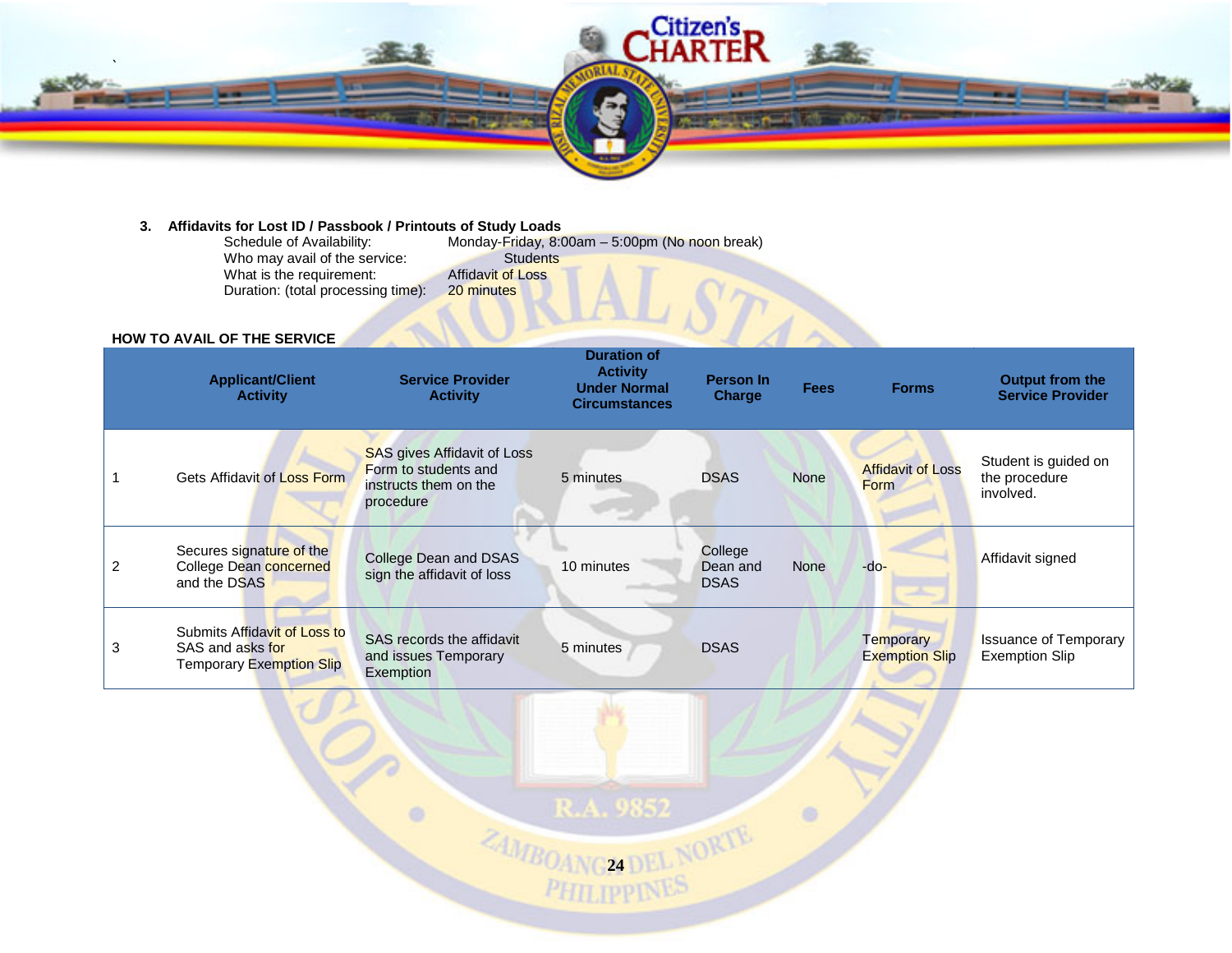### 3. Affidavits for Lost ID / Passbook / Printouts of Study Loads

Schedule of Availability: Monday-Friday, 8:00am – 5:00pm (No noon break)
Who may avail of the service: Students
What is the requirement: Affidavit of Loss
Duration: (total processing time): 20 minutes

**HOW TO AVAIL OF THE SERVICE**

| | Applicant/Client Activity | Service Provider Activity | Duration of Activity Under Normal Circumstances | Person In Charge | Fees | Forms | Output from the Service Provider |
|---|---|---|---|---|---|---|---|
| 1 | Gets Affidavit of Loss Form | SAS gives Affidavit of Loss Form to students and instructs them on the procedure | 5 minutes | DSAS | None | Affidavit of Loss Form | Student is guided on the procedure involved. |
| 2 | Secures signature of the College Dean concerned and the DSAS | College Dean and DSAS sign the affidavit of loss | 10 minutes | College Dean and DSAS | None | -do- | Affidavit signed |
| 3 | Submits Affidavit of Loss to SAS and asks for Temporary Exemption Slip | SAS records the affidavit and issues Temporary Exemption | 5 minutes | DSAS | | Temporary Exemption Slip | Issuance of Temporary Exemption Slip |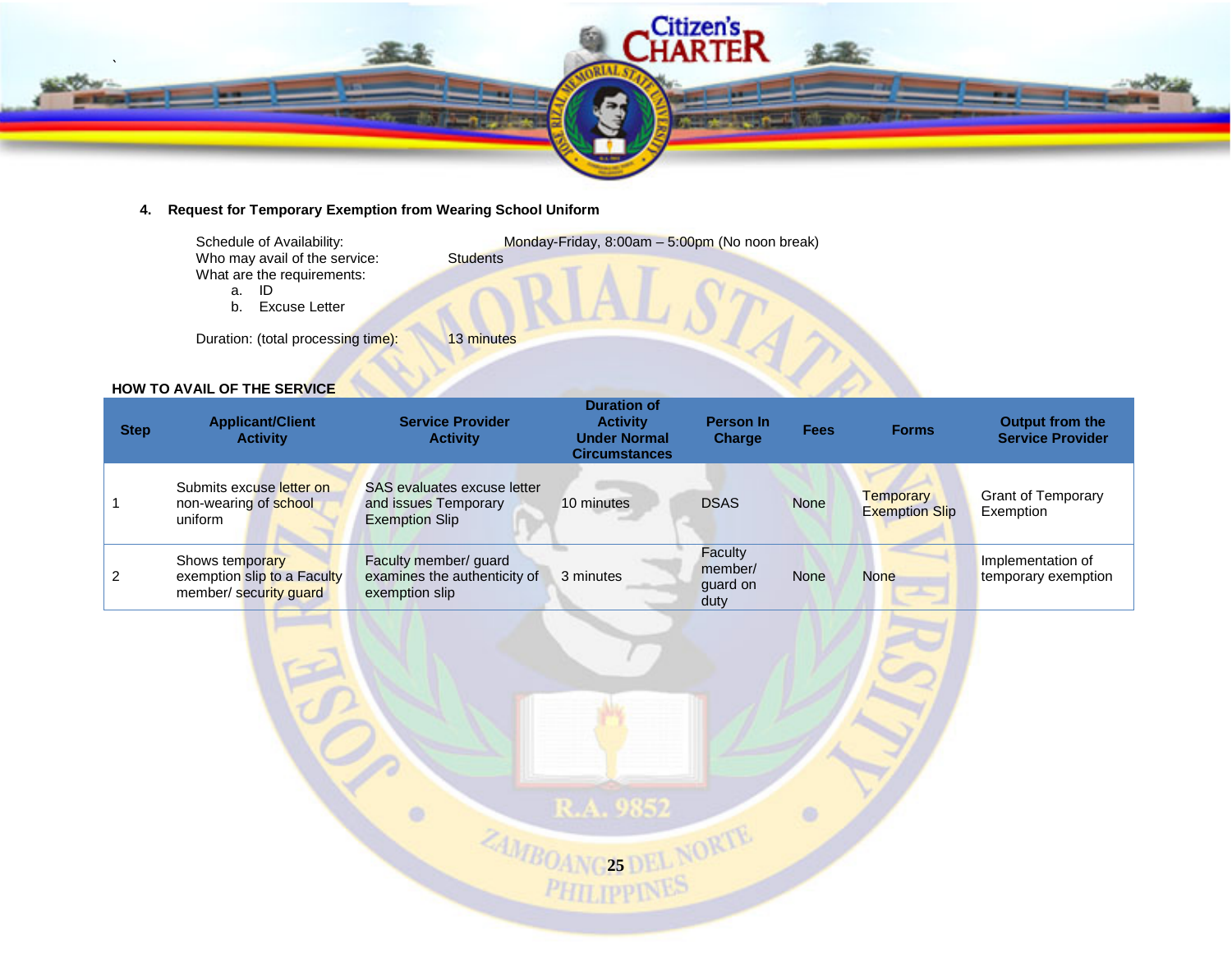### 4. Request for Temporary Exemption from Wearing School Uniform

Schedule of Availability: Monday-Friday, 8:00am – 5:00pm (No noon break)
Who may avail of the service: Students
What are the requirements:

a. ID
b. Excuse Letter

Duration: (total processing time): 13 minutes

**HOW TO AVAIL OF THE SERVICE**

| Step | Applicant/Client Activity | Service Provider Activity | Duration of Activity Under Normal Circumstances | Person In Charge | Fees | Forms | Output from the Service Provider |
|---|---|---|---|---|---|---|---|
| 1 | Submits excuse letter on non-wearing of school uniform | SAS evaluates excuse letter and issues Temporary Exemption Slip | 10 minutes | DSAS | None | Temporary Exemption Slip | Grant of Temporary Exemption |
| 2 | Shows temporary exemption slip to a Faculty member/ security guard | Faculty member/ guard examines the authenticity of exemption slip | 3 minutes | Faculty member/ guard on duty | None | None | Implementation of temporary exemption |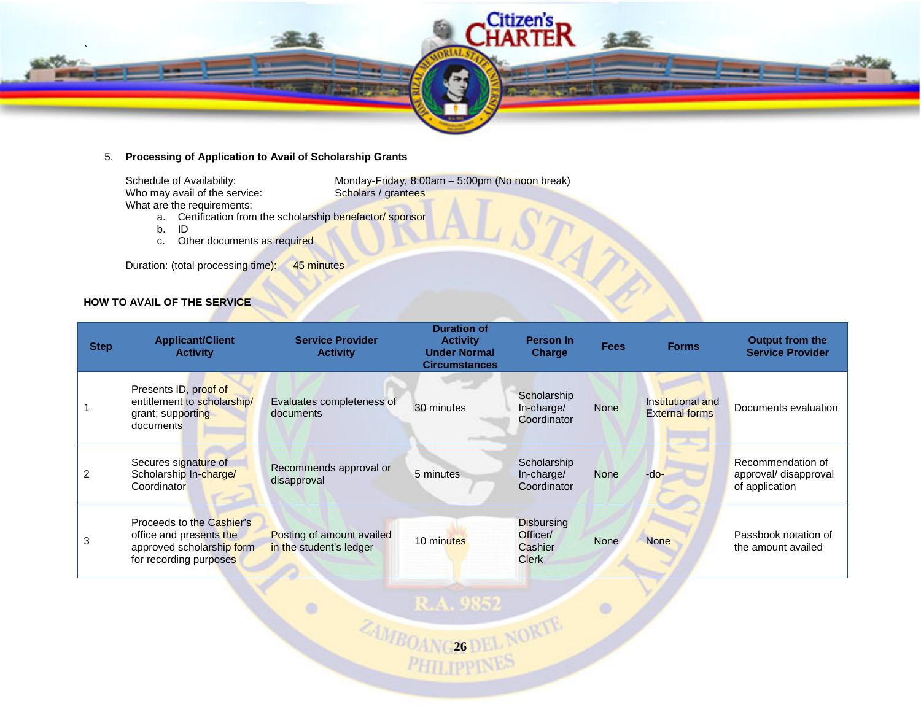5. **Processing of Application to Avail of Scholarship Grants**

Schedule of Availability: Monday-Friday, 8:00am – 5:00pm (No noon break)
Who may avail of the service: Scholars / grantees
What are the requirements:

a. Certification from the scholarship benefactor/ sponsor
b. ID
c. Other documents as required

Duration: (total processing time): 45 minutes

**HOW TO AVAIL OF THE SERVICE**

| Step | Applicant/Client Activity | Service Provider Activity | Duration of Activity Under Normal Circumstances | Person In Charge | Fees | Forms | Output from the Service Provider |
|---|---|---|---|---|---|---|---|
| 1 | Presents ID, proof of entitlement to scholarship/ grant; supporting documents | Evaluates completeness of documents | 30 minutes | Scholarship In-charge/ Coordinator | None | Institutional and External forms | Documents evaluation |
| 2 | Secures signature of Scholarship In-charge/ Coordinator | Recommends approval or disapproval | 5 minutes | Scholarship In-charge/ Coordinator | None | -do- | Recommendation of approval/ disapproval of application |
| 3 | Proceeds to the Cashier's office and presents the approved scholarship form for recording purposes | Posting of amount availed in the student's ledger | 10 minutes | Disbursing Officer/ Cashier Clerk | None | None | Passbook notation of the amount availed |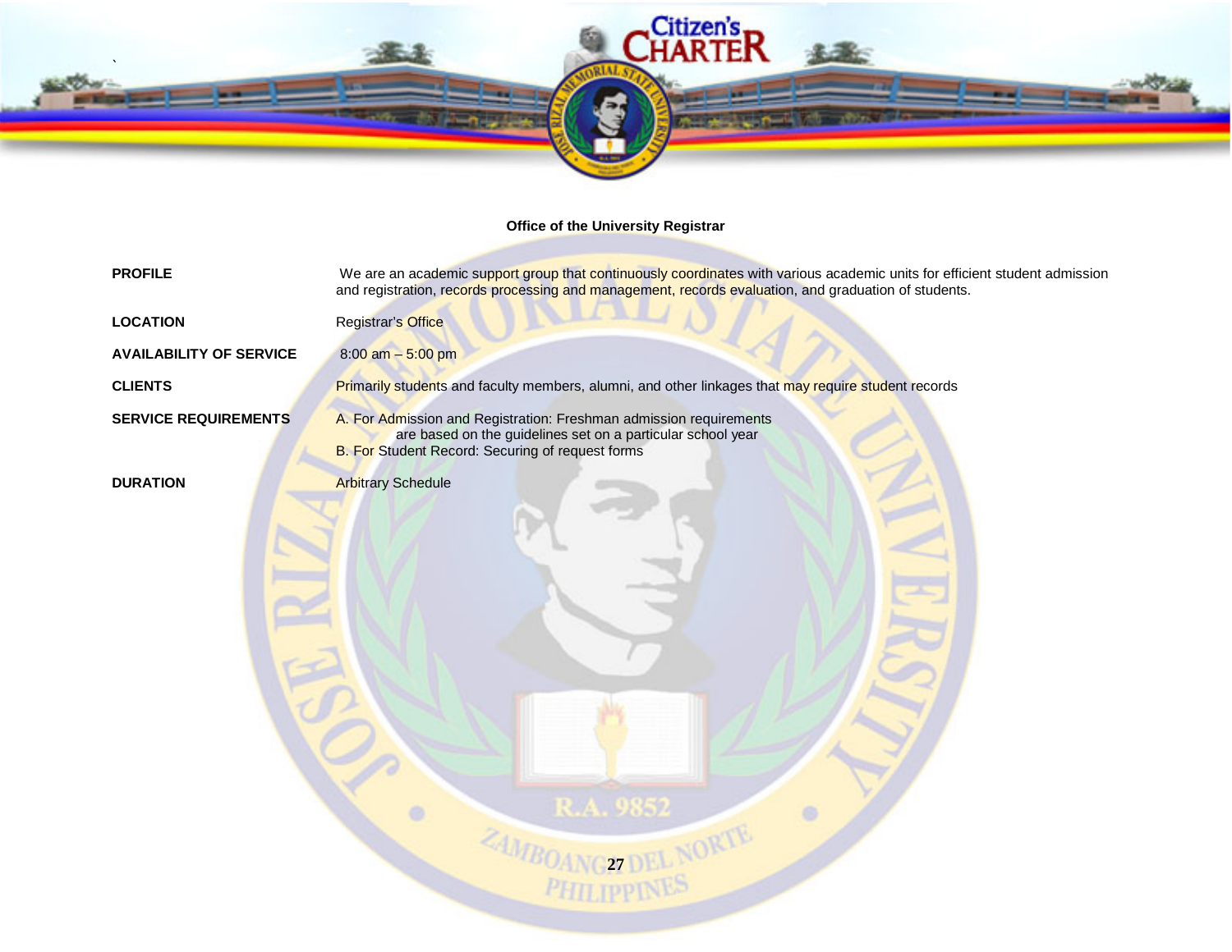## Office of the University Registrar

| | |
|---|---|
| **PROFILE** | We are an academic support group that continuously coordinates with various academic units for efficient student admission and registration, records processing and management, records evaluation, and graduation of students. |
| **LOCATION** | Registrar's Office |
| **AVAILABILITY OF SERVICE** | 8:00 am – 5:00 pm |
| **CLIENTS** | Primarily students and faculty members, alumni, and other linkages that may require student records |
| **SERVICE REQUIREMENTS** | A. For Admission and Registration: Freshman admission requirements are based on the guidelines set on a particular school year<br>B. For Student Record: Securing of request forms |
| **DURATION** | Arbitrary Schedule |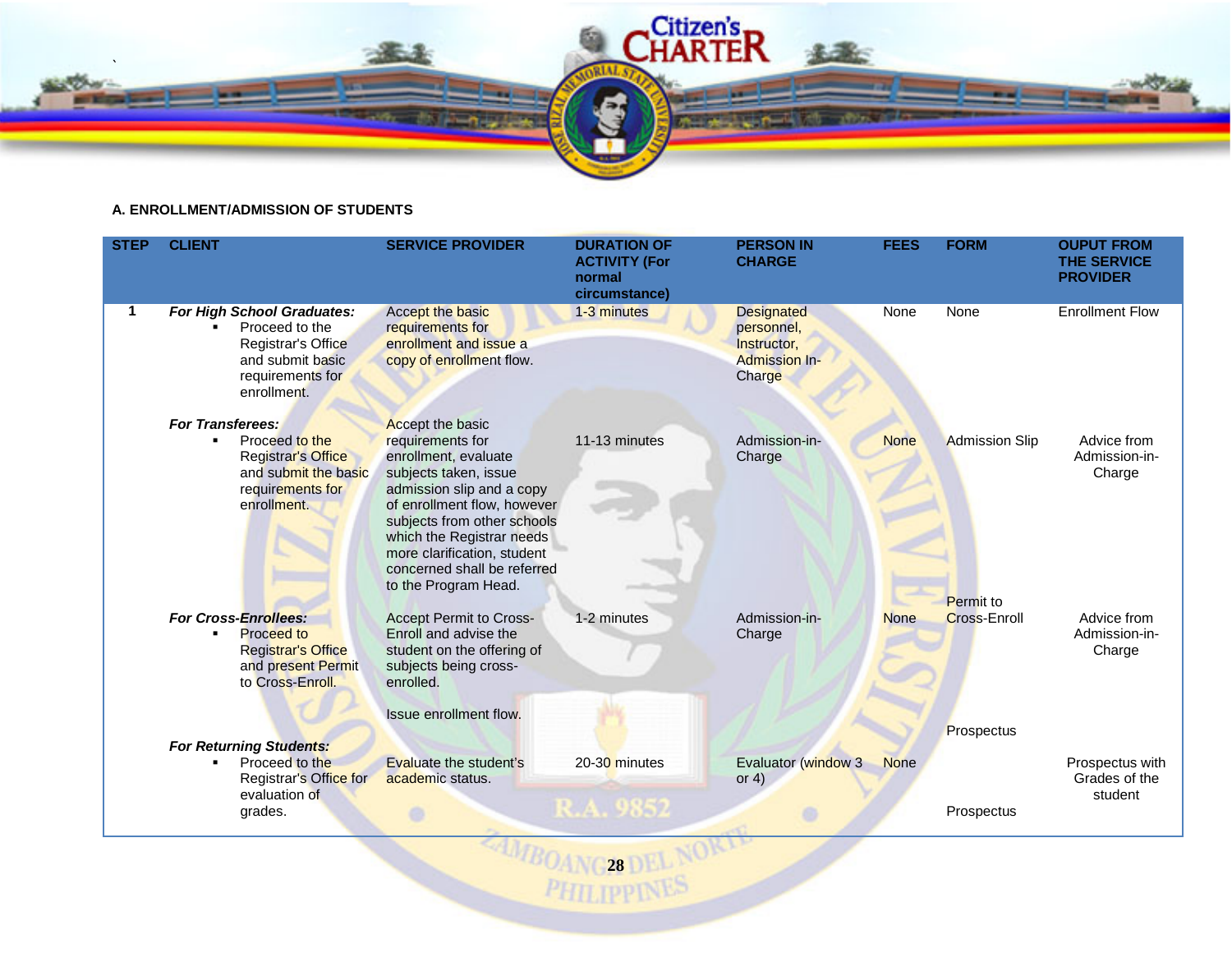## A. ENROLLMENT/ADMISSION OF STUDENTS

| STEP | CLIENT | SERVICE PROVIDER | DURATION OF ACTIVITY (For normal circumstance) | PERSON IN CHARGE | FEES | FORM | OUPUT FROM THE SERVICE PROVIDER |
|---|---|---|---|---|---|---|---|
| 1 | ***For High School Graduates:***<br>▪ Proceed to the Registrar's Office and submit basic requirements for enrollment. | Accept the basic requirements for enrollment and issue a copy of enrollment flow. | 1-3 minutes | Designated personnel, Instructor, Admission In-Charge | None | None | Enrollment Flow |
| | ***For Transferees:***<br>▪ Proceed to the Registrar's Office and submit the basic requirements for enrollment. | Accept the basic requirements for enrollment, evaluate subjects taken, issue admission slip and a copy of enrollment flow, however subjects from other schools which the Registrar needs more clarification, student concerned shall be referred to the Program Head. | 11-13 minutes | Admission-in-Charge | None | Admission Slip | Advice from Admission-in-Charge |
| | ***For Cross-Enrollees:***<br>▪ Proceed to Registrar's Office and present Permit to Cross-Enroll. | Accept Permit to Cross-Enroll and advise the student on the offering of subjects being cross-enrolled.<br><br>Issue enrollment flow. | 1-2 minutes | Admission-in-Charge | None | Permit to Cross-Enroll<br><br>Prospectus | Advice from Admission-in-Charge |
| | ***For Returning Students:***<br>▪ Proceed to the Registrar's Office for evaluation of grades. | Evaluate the student's academic status. | 20-30 minutes | Evaluator (window 3 or 4) | None | Prospectus | Prospectus with Grades of the student |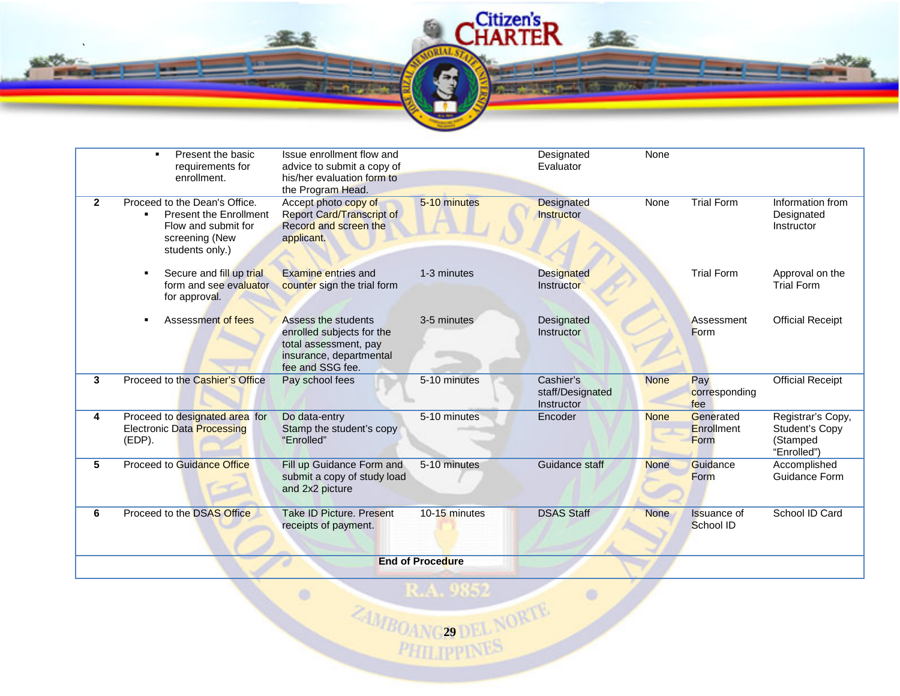| | | | | | | | |
|---|---|---|---|---|---|---|---|
| | ▪ Present the basic requirements for enrollment. | Issue enrollment flow and advice to submit a copy of his/her evaluation form to the Program Head. | | Designated Evaluator | None | | |
| **2** | Proceed to the Dean's Office. ▪ Present the Enrollment Flow and submit for screening (New students only.) | Accept photo copy of Report Card/Transcript of Record and screen the applicant. | 5-10 minutes | Designated Instructor | None | Trial Form | Information from Designated Instructor |
| | ▪ Secure and fill up trial form and see evaluator for approval. | Examine entries and counter sign the trial form | 1-3 minutes | Designated Instructor | | Trial Form | Approval on the Trial Form |
| | ▪ Assessment of fees | Assess the students enrolled subjects for the total assessment, pay insurance, departmental fee and SSG fee. | 3-5 minutes | Designated Instructor | | Assessment Form | Official Receipt |
| **3** | Proceed to the Cashier's Office | Pay school fees | 5-10 minutes | Cashier's staff/Designated Instructor | None | Pay corresponding fee | Official Receipt |
| **4** | Proceed to designated area for Electronic Data Processing (EDP). | Do data-entry Stamp the student's copy "Enrolled" | 5-10 minutes | Encoder | None | Generated Enrollment Form | Registrar's Copy, Student's Copy (Stamped "Enrolled") |
| **5** | Proceed to Guidance Office | Fill up Guidance Form and submit a copy of study load and 2x2 picture | 5-10 minutes | Guidance staff | None | Guidance Form | Accomplished Guidance Form |
| **6** | Proceed to the DSAS Office | Take ID Picture. Present receipts of payment. | 10-15 minutes | DSAS Staff | None | Issuance of School ID | School ID Card |
| | | | **End of Procedure** | | | | |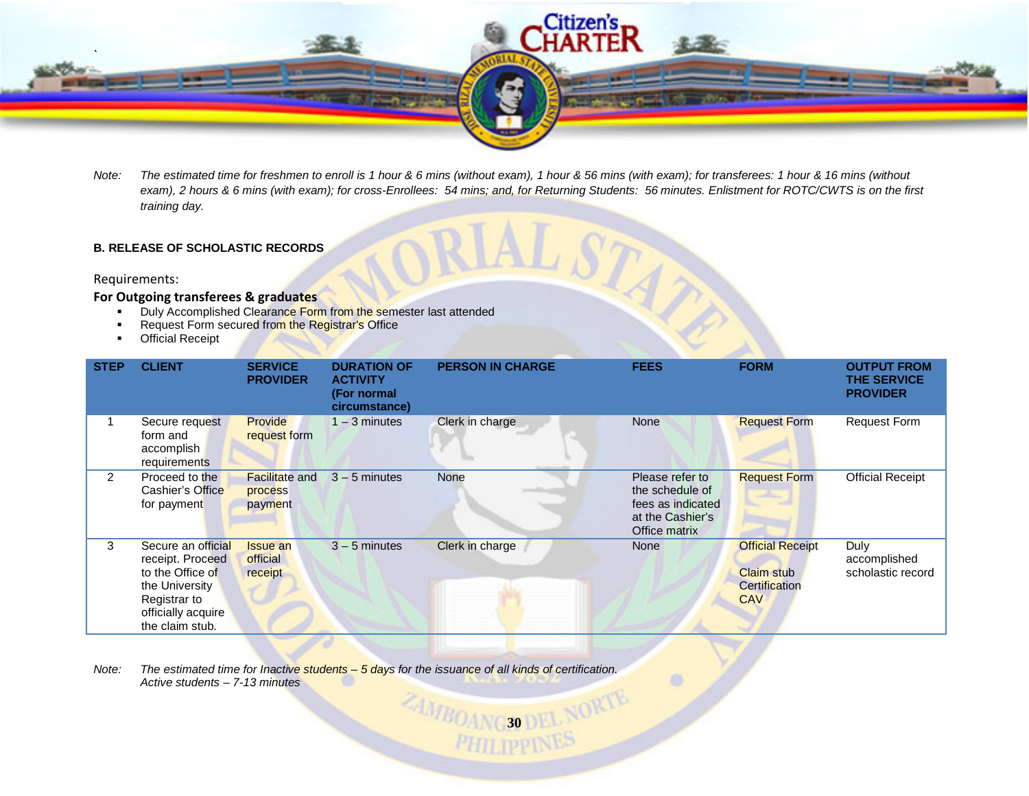*Note: The estimated time for freshmen to enroll is 1 hour & 6 mins (without exam), 1 hour & 56 mins (with exam); for transferees: 1 hour & 16 mins (without exam), 2 hours & 6 mins (with exam); for cross-Enrollees: 54 mins; and, for Returning Students: 56 minutes. Enlistment for ROTC/CWTS is on the first training day.*

### B. RELEASE OF SCHOLASTIC RECORDS

Requirements:

**For Outgoing transferees & graduates**

- Duly Accomplished Clearance Form from the semester last attended
- Request Form secured from the Registrar's Office
- Official Receipt

| STEP | CLIENT | SERVICE PROVIDER | DURATION OF ACTIVITY (For normal circumstance) | PERSON IN CHARGE | FEES | FORM | OUTPUT FROM THE SERVICE PROVIDER |
|---|---|---|---|---|---|---|---|
| 1 | Secure request form and accomplish requirements | Provide request form | 1 – 3 minutes | Clerk in charge | None | Request Form | Request Form |
| 2 | Proceed to the Cashier's Office for payment | Facilitate and process payment | 3 – 5 minutes | None | Please refer to the schedule of fees as indicated at the Cashier's Office matrix | Request Form | Official Receipt |
| 3 | Secure an official receipt. Proceed to the Office of the University Registrar to officially acquire the claim stub. | Issue an official receipt | 3 – 5 minutes | Clerk in charge | None | Official Receipt<br>Claim stub<br>Certification<br>CAV | Duly accomplished scholastic record |

*Note: The estimated time for Inactive students – 5 days for the issuance of all kinds of certification.*
*Active students – 7-13 minutes*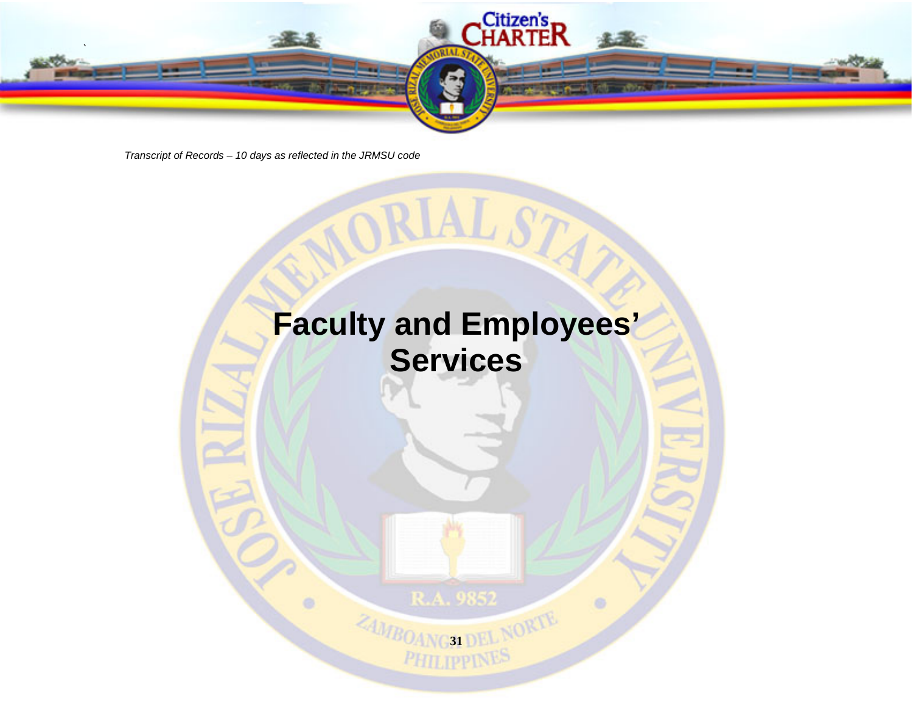*Transcript of Records – 10 days as reflected in the JRMSU code*

# Faculty and Employees' Services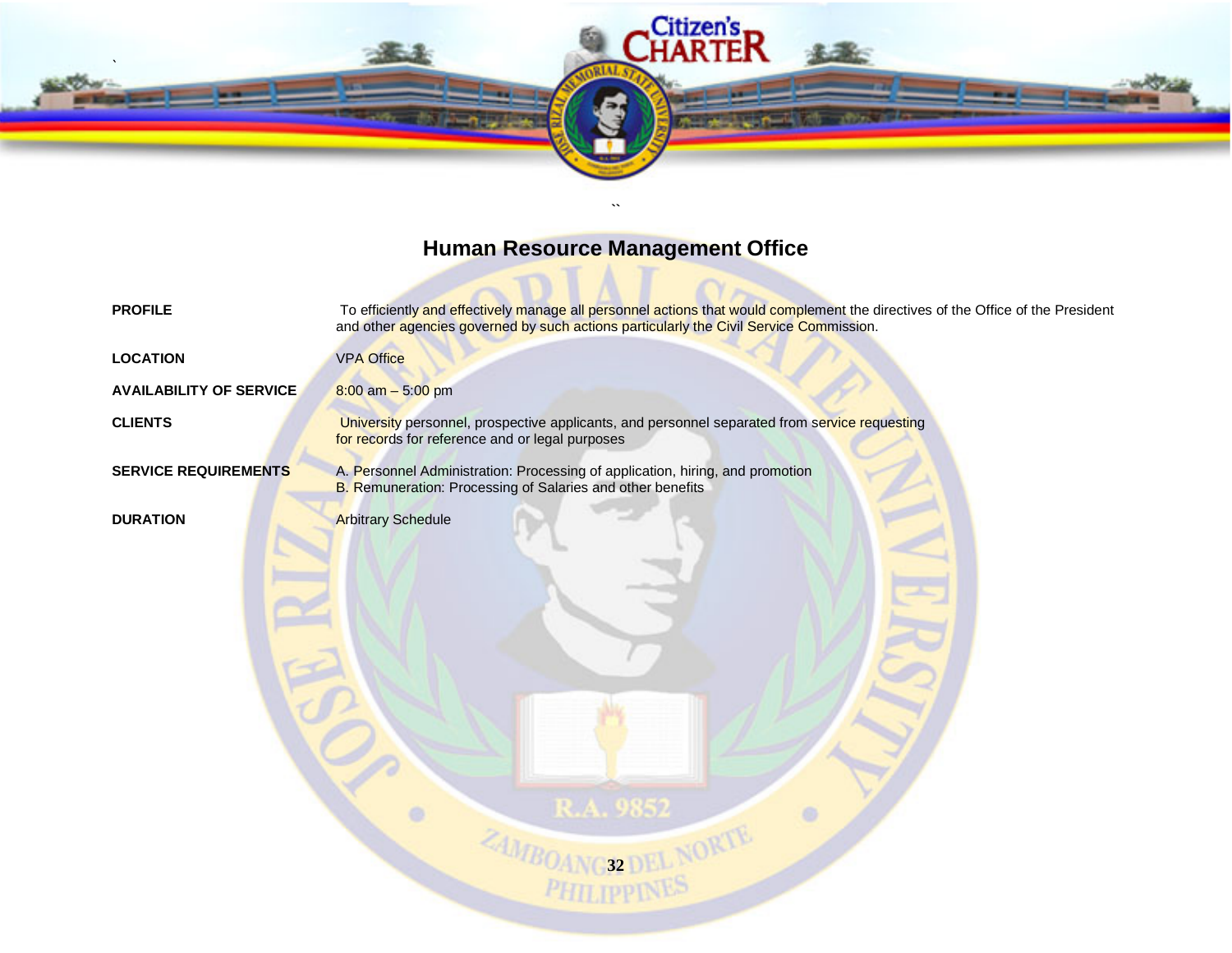# Human Resource Management Office

| | |
|---|---|
| **PROFILE** | To efficiently and effectively manage all personnel actions that would complement the directives of the Office of the President and other agencies governed by such actions particularly the Civil Service Commission. |
| **LOCATION** | VPA Office |
| **AVAILABILITY OF SERVICE** | 8:00 am – 5:00 pm |
| **CLIENTS** | University personnel, prospective applicants, and personnel separated from service requesting for records for reference and or legal purposes |
| **SERVICE REQUIREMENTS** | A. Personnel Administration: Processing of application, hiring, and promotion<br>B. Remuneration: Processing of Salaries and other benefits |
| **DURATION** | Arbitrary Schedule |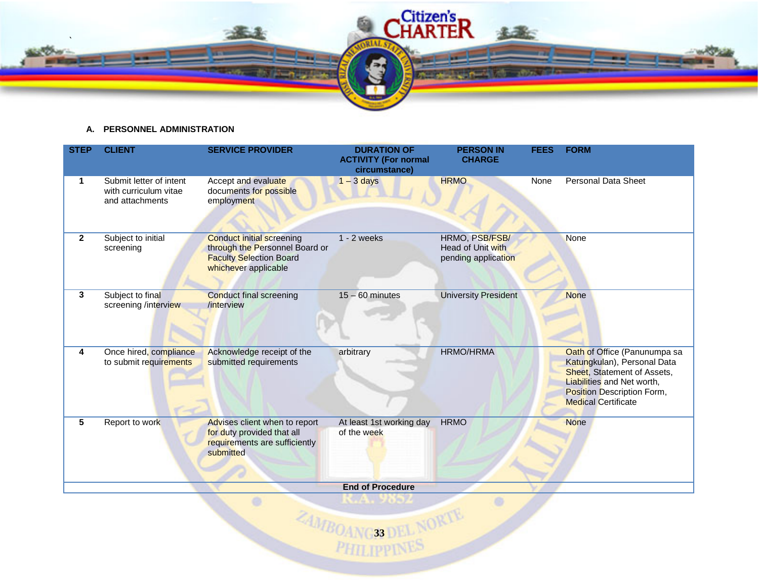### A. PERSONNEL ADMINISTRATION

| STEP | CLIENT | SERVICE PROVIDER | DURATION OF ACTIVITY (For normal circumstance) | PERSON IN CHARGE | FEES | FORM |
|---|---|---|---|---|---|---|
| 1 | Submit letter of intent with curriculum vitae and attachments | Accept and evaluate documents for possible employment | 1 – 3 days | HRMO | None | Personal Data Sheet |
| 2 | Subject to initial screening | Conduct initial screening through the Personnel Board or Faculty Selection Board whichever applicable | 1 - 2 weeks | HRMO, PSB/FSB/ Head of Unit with pending application | | None |
| 3 | Subject to final screening /interview | Conduct final screening /interview | 15 – 60 minutes | University President | | None |
| 4 | Once hired, compliance to submit requirements | Acknowledge receipt of the submitted requirements | arbitrary | HRMO/HRMA | | Oath of Office (Panunumpa sa Katungkulan), Personal Data Sheet, Statement of Assets, Liabilities and Net worth, Position Description Form, Medical Certificate |
| 5 | Report to work | Advises client when to report for duty provided that all requirements are sufficiently submitted | At least 1st working day of the week | HRMO | | None |
| | | | **End of Procedure** | | | |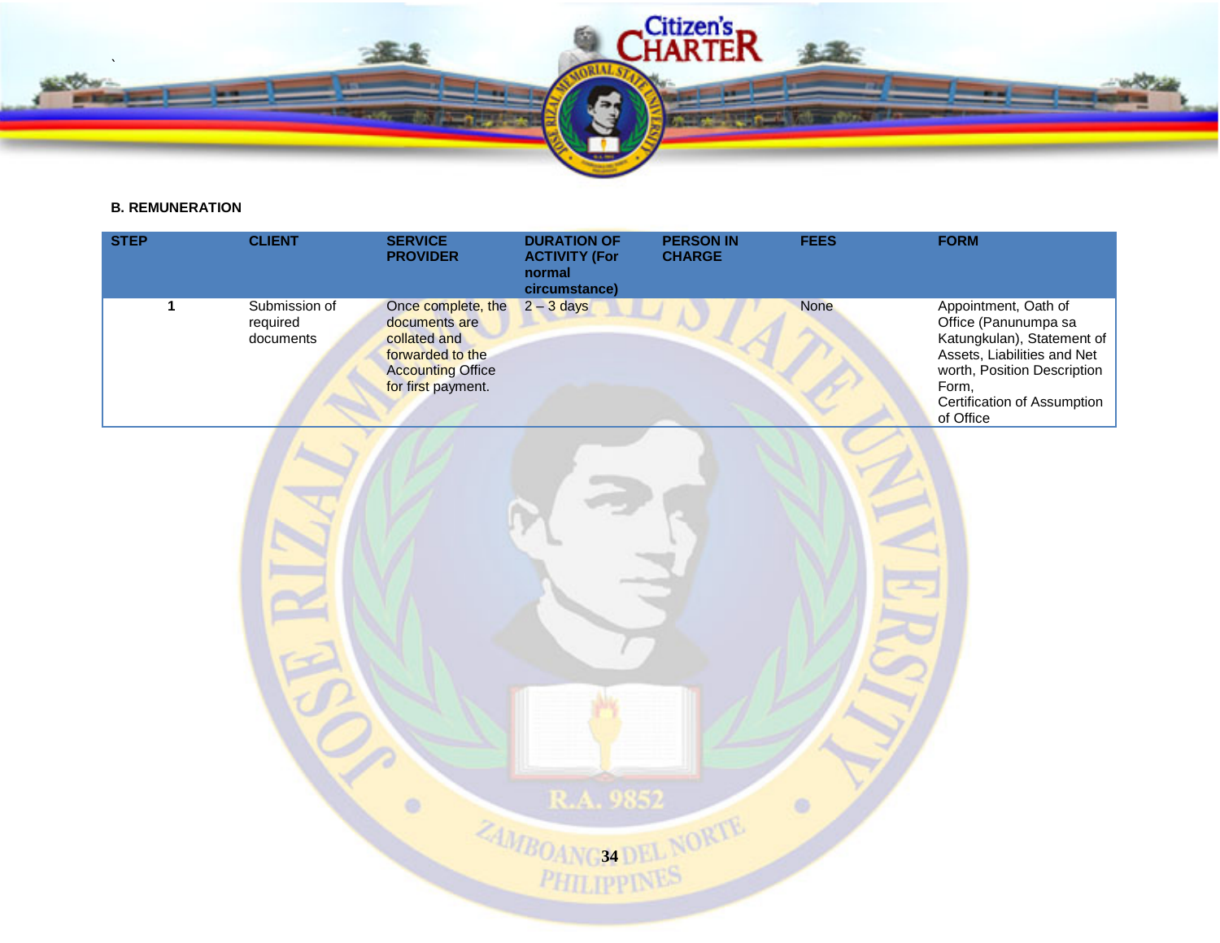**B. REMUNERATION**

| STEP | CLIENT | SERVICE PROVIDER | DURATION OF ACTIVITY (For normal circumstance) | PERSON IN CHARGE | FEES | FORM |
|---|---|---|---|---|---|---|
| 1 | Submission of required documents | Once complete, the documents are collated and forwarded to the Accounting Office for first payment. | 2 – 3 days | | None | Appointment, Oath of Office (Panunumpa sa Katungkulan), Statement of Assets, Liabilities and Net worth, Position Description Form, Certification of Assumption of Office |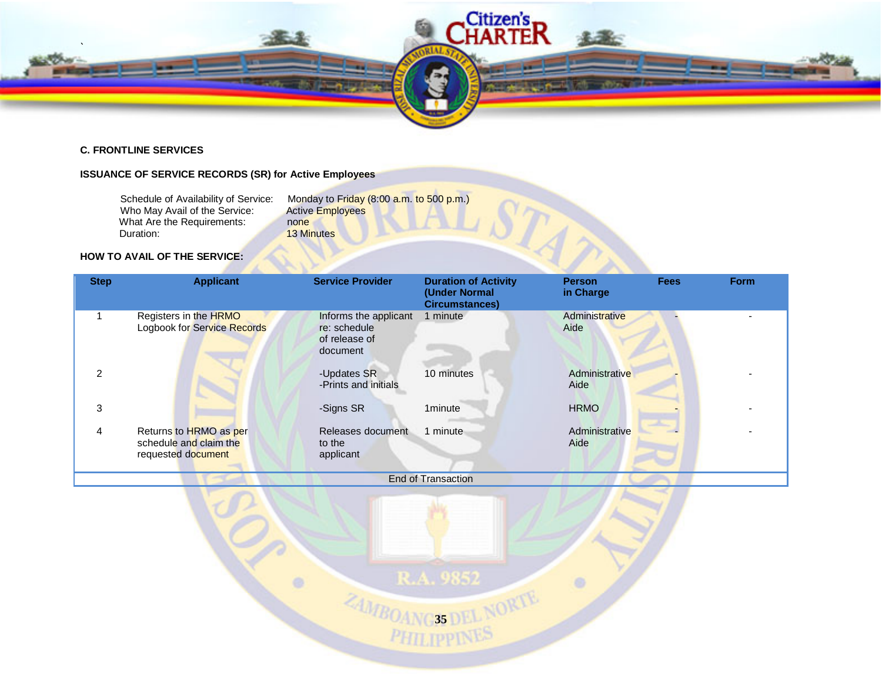### C. FRONTLINE SERVICES

### ISSUANCE OF SERVICE RECORDS (SR) for Active Employees

Schedule of Availability of Service: Monday to Friday (8:00 a.m. to 500 p.m.)
Who May Avail of the Service: Active Employees
What Are the Requirements: none
Duration: 13 Minutes

### HOW TO AVAIL OF THE SERVICE:

| Step | Applicant | Service Provider | Duration of Activity (Under Normal Circumstances) | Person in Charge | Fees | Form |
|---|---|---|---|---|---|---|
| 1 | Registers in the HRMO Logbook for Service Records | Informs the applicant re: schedule of release of document | 1 minute | Administrative Aide | - | - |
| 2 | | -Updates SR<br>-Prints and initials | 10 minutes | Administrative Aide | - | - |
| 3 | | -Signs SR | 1minute | HRMO | - | - |
| 4 | Returns to HRMO as per schedule and claim the requested document | Releases document to the applicant | 1 minute | Administrative Aide | - | - |
| | | | End of Transaction | | | |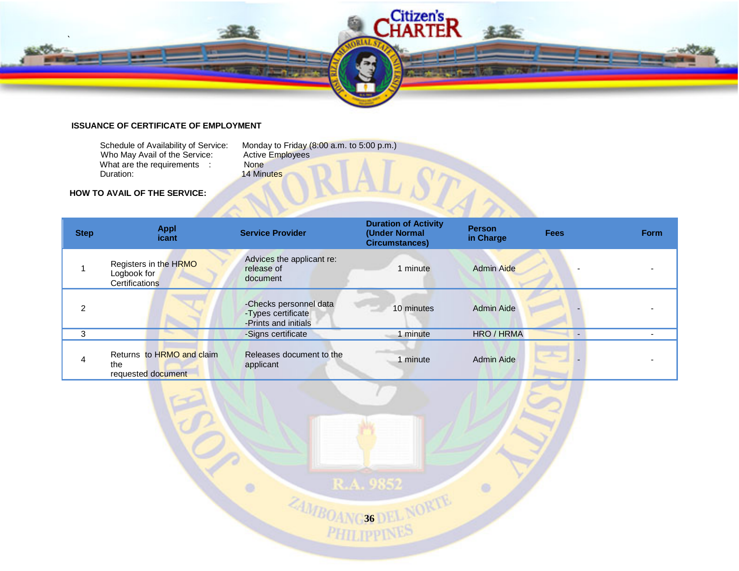**ISSUANCE OF CERTIFICATE OF EMPLOYMENT**

Schedule of Availability of Service: Monday to Friday (8:00 a.m. to 5:00 p.m.)
Who May Avail of the Service: Active Employees
What are the requirements : None
Duration: 14 Minutes

**HOW TO AVAIL OF THE SERVICE:**

| Step | Applicant | Service Provider | Duration of Activity (Under Normal Circumstances) | Person in Charge | Fees | Form |
|---|---|---|---|---|---|---|
| 1 | Registers in the HRMO Logbook for Certifications | Advices the applicant re: release of document | 1 minute | Admin Aide | - | - |
| 2 | | -Checks personnel data<br>-Types certificate<br>-Prints and initials | 10 minutes | Admin Aide | - | - |
| 3 | | -Signs certificate | 1 minute | HRO / HRMA | - | - |
| 4 | Returns to HRMO and claim the requested document | Releases document to the applicant | 1 minute | Admin Aide | - | - |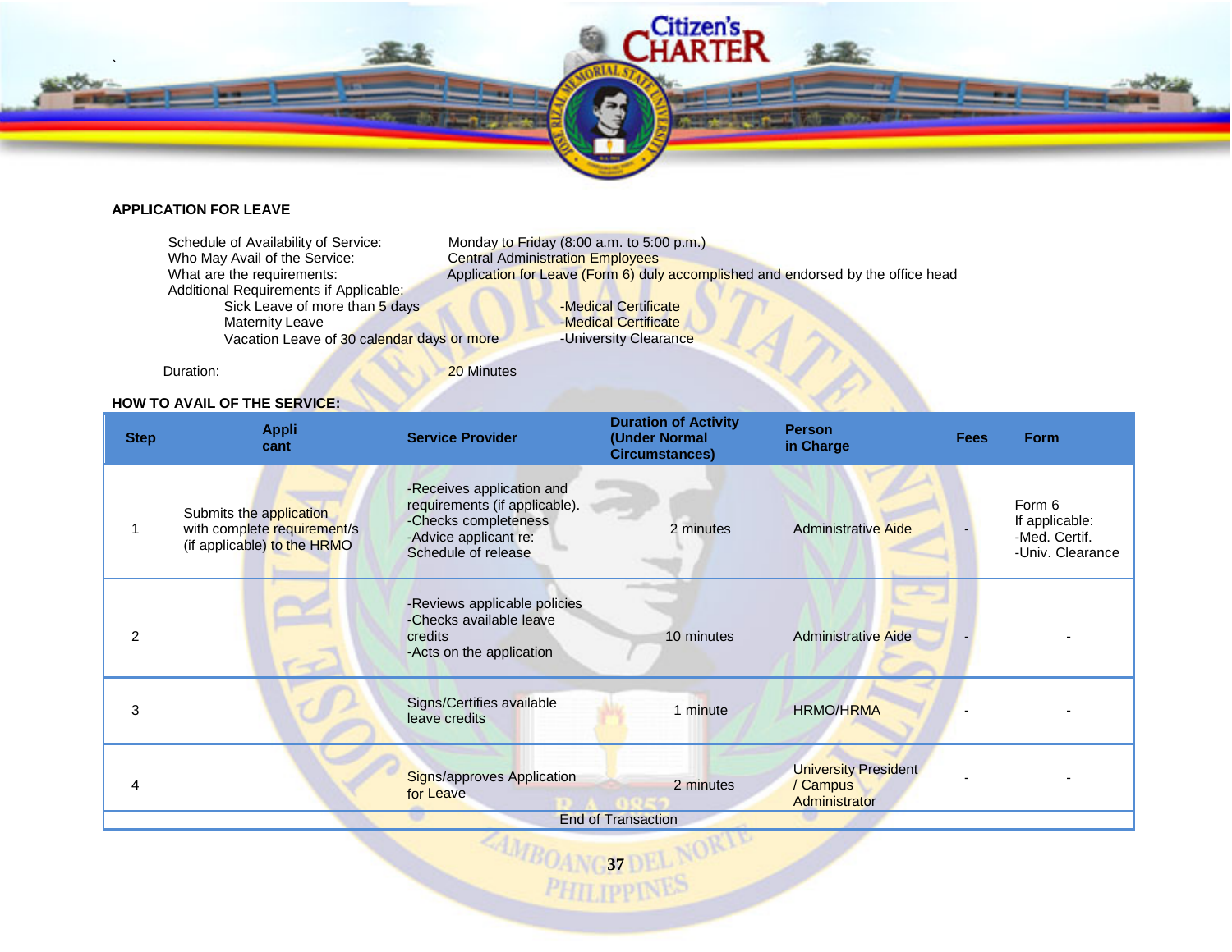## APPLICATION FOR LEAVE

Schedule of Availability of Service: Monday to Friday (8:00 a.m. to 5:00 p.m.)
Who May Avail of the Service: Central Administration Employees
What are the requirements: Application for Leave (Form 6) duly accomplished and endorsed by the office head
Additional Requirements if Applicable:

- Sick Leave of more than 5 days: -Medical Certificate
- Maternity Leave: -Medical Certificate
- Vacation Leave of 30 calendar days or more: -University Clearance

Duration: 20 Minutes

**HOW TO AVAIL OF THE SERVICE:**

| Step | Applicant | Service Provider | Duration of Activity (Under Normal Circumstances) | Person in Charge | Fees | Form |
|---|---|---|---|---|---|---|
| 1 | Submits the application with complete requirement/s (if applicable) to the HRMO | -Receives application and requirements (if applicable). -Checks completeness -Advice applicant re: Schedule of release | 2 minutes | Administrative Aide | - | Form 6 If applicable: -Med. Certif. -Univ. Clearance |
| 2 | | -Reviews applicable policies -Checks available leave credits -Acts on the application | 10 minutes | Administrative Aide | - | - |
| 3 | | Signs/Certifies available leave credits | 1 minute | HRMO/HRMA | - | - |
| 4 | | Signs/approves Application for Leave | 2 minutes | University President / Campus Administrator | - | - |
| | | End of Transaction | | | | |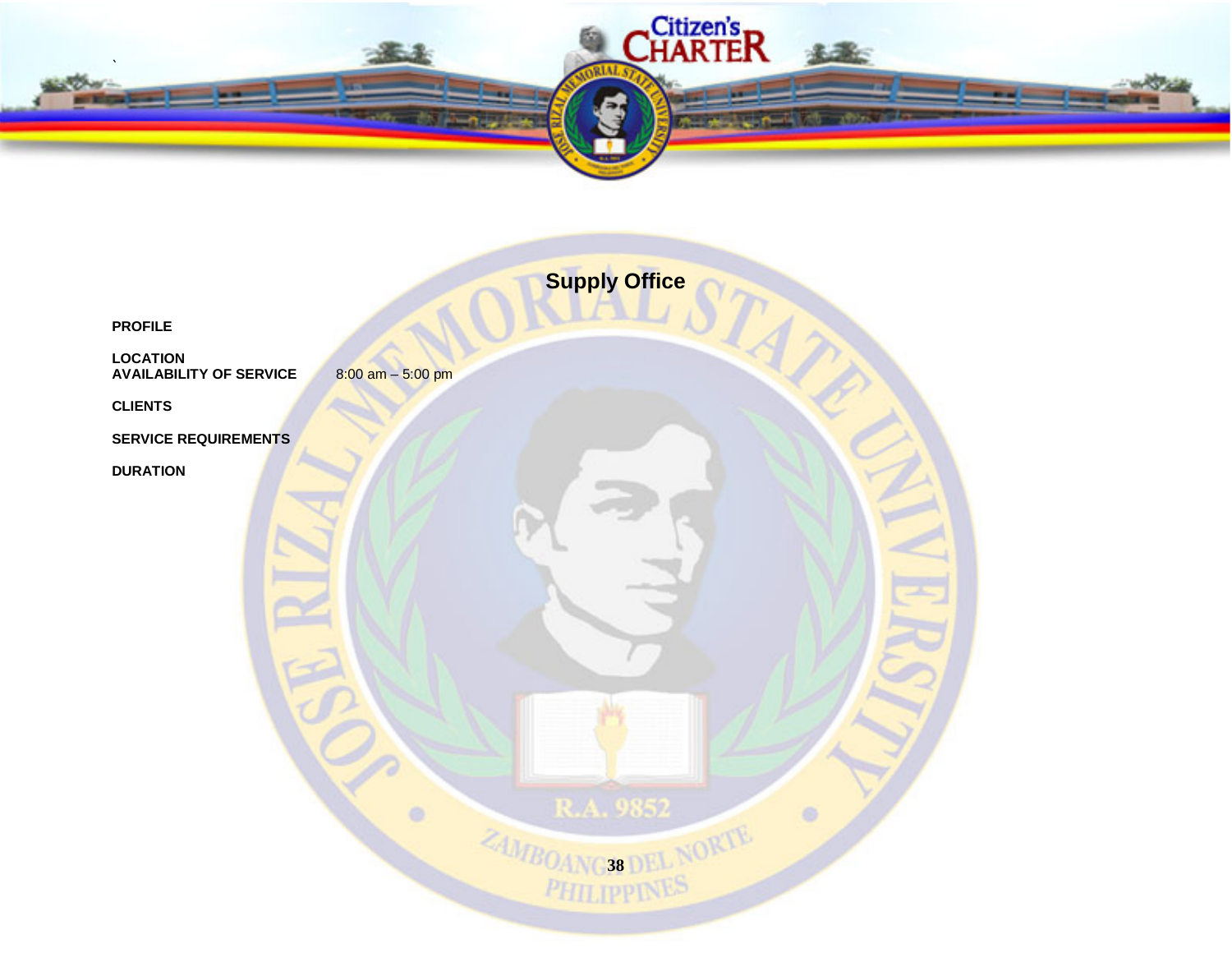# Supply Office

**PROFILE**

**LOCATION**

**AVAILABILITY OF SERVICE** 8:00 am – 5:00 pm

**CLIENTS**

**SERVICE REQUIREMENTS**

**DURATION**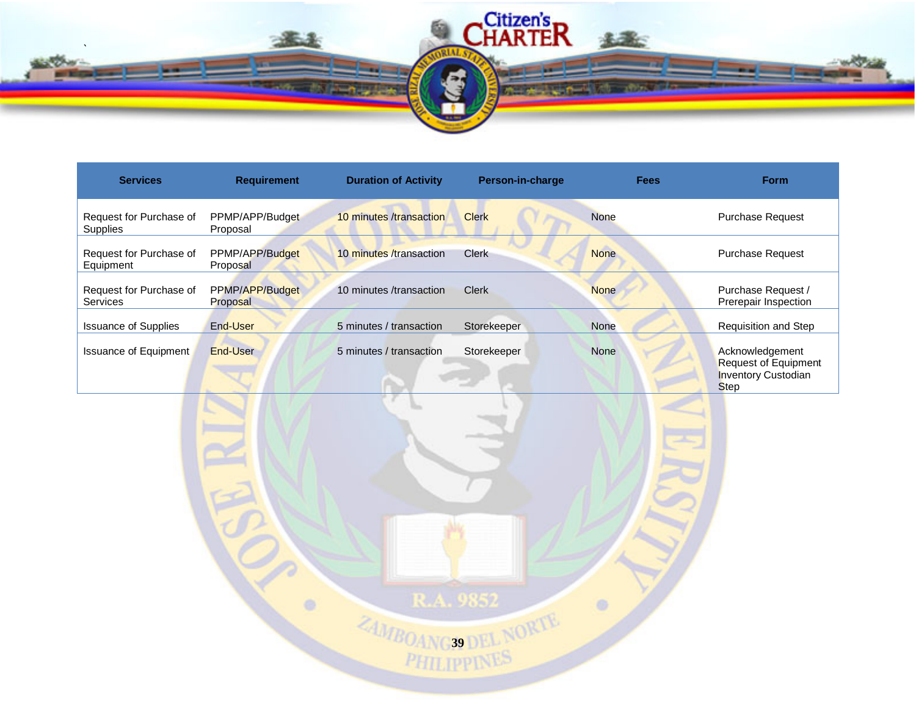| Services | Requirement | Duration of Activity | Person-in-charge | Fees | Form |
|---|---|---|---|---|---|
| Request for Purchase of Supplies | PPMP/APP/Budget Proposal | 10 minutes /transaction | Clerk | None | Purchase Request |
| Request for Purchase of Equipment | PPMP/APP/Budget Proposal | 10 minutes /transaction | Clerk | None | Purchase Request |
| Request for Purchase of Services | PPMP/APP/Budget Proposal | 10 minutes /transaction | Clerk | None | Purchase Request / Prerepair Inspection |
| Issuance of Supplies | End-User | 5 minutes / transaction | Storekeeper | None | Requisition and Step |
| Issuance of Equipment | End-User | 5 minutes / transaction | Storekeeper | None | Acknowledgement Request of Equipment Inventory Custodian Step |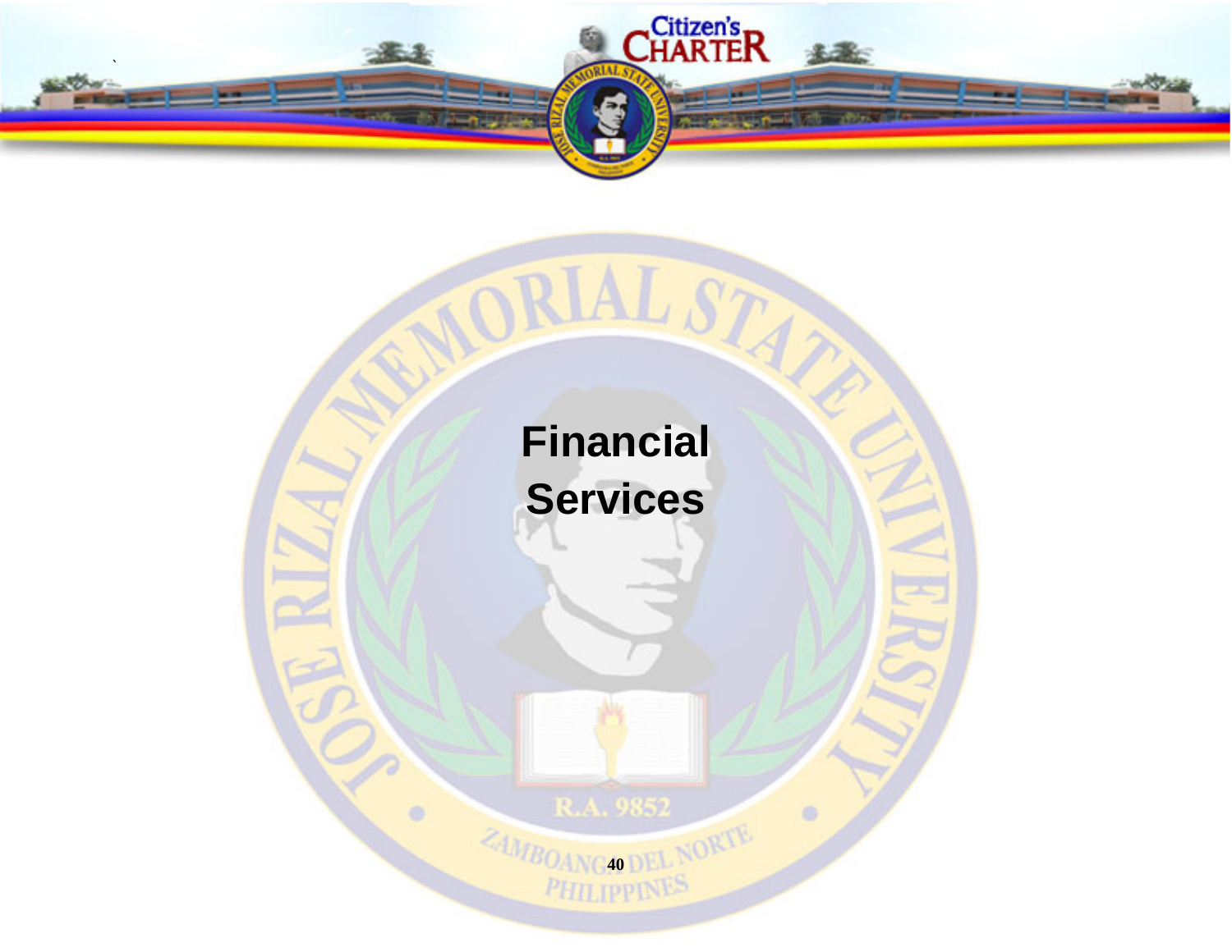# Financial Services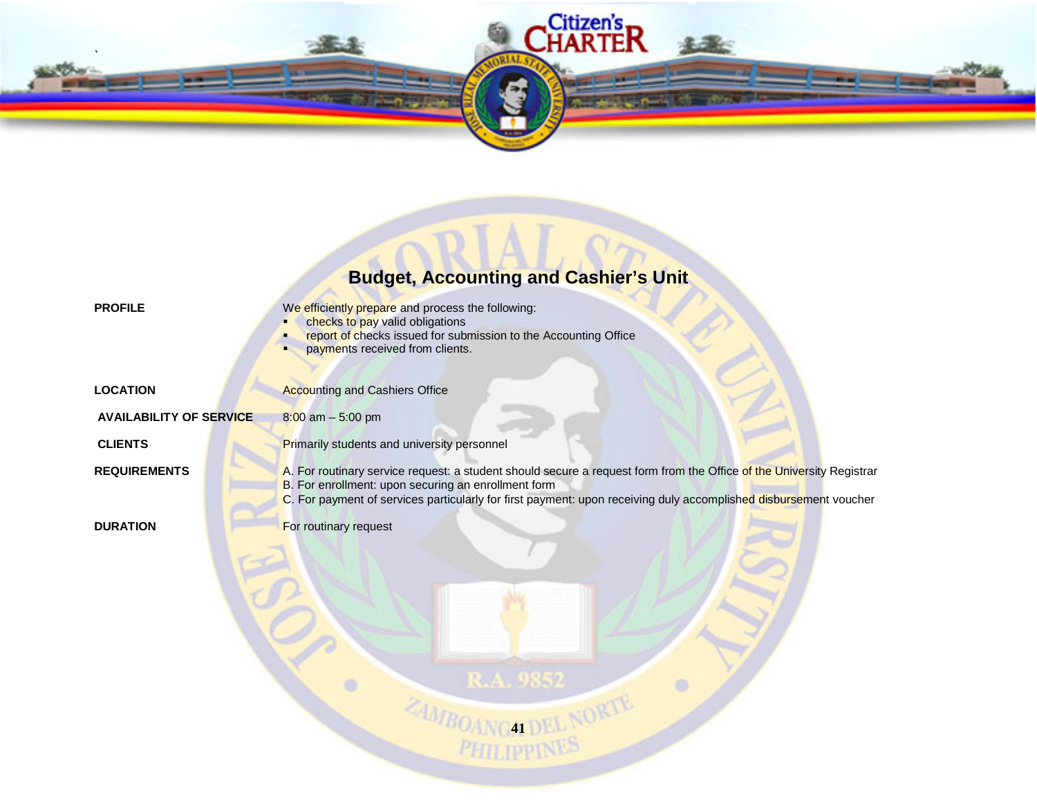## Budget, Accounting and Cashier's Unit

| | |
|---|---|
| **PROFILE** | We efficiently prepare and process the following:<br>▪ checks to pay valid obligations<br>▪ report of checks issued for submission to the Accounting Office<br>▪ payments received from clients. |
| **LOCATION** | Accounting and Cashiers Office |
| **AVAILABILITY OF SERVICE** | 8:00 am – 5:00 pm |
| **CLIENTS** | Primarily students and university personnel |
| **REQUIREMENTS** | A. For routinary service request: a student should secure a request form from the Office of the University Registrar<br>B. For enrollment: upon securing an enrollment form<br>C. For payment of services particularly for first payment: upon receiving duly accomplished disbursement voucher |
| **DURATION** | For routinary request |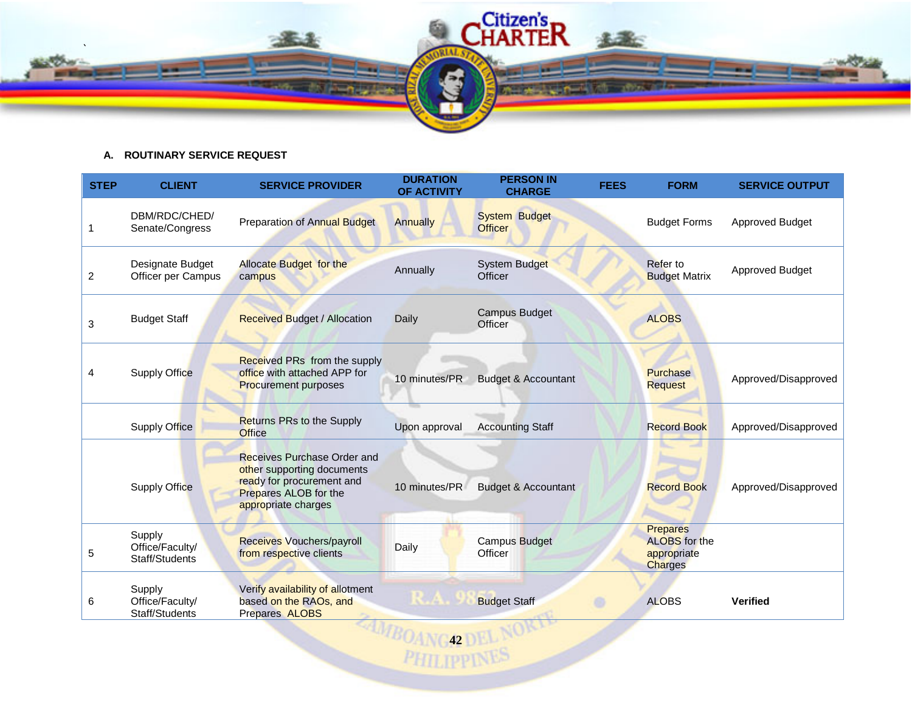## A. ROUTINARY SERVICE REQUEST

| STEP | CLIENT | SERVICE PROVIDER | DURATION OF ACTIVITY | PERSON IN CHARGE | FEES | FORM | SERVICE OUTPUT |
|---|---|---|---|---|---|---|---|
| 1 | DBM/RDC/CHED/ Senate/Congress | Preparation of Annual Budget | Annually | System Budget Officer | | Budget Forms | Approved Budget |
| 2 | Designate Budget Officer per Campus | Allocate Budget for the campus | Annually | System Budget Officer | | Refer to Budget Matrix | Approved Budget |
| 3 | Budget Staff | Received Budget / Allocation | Daily | Campus Budget Officer | | ALOBS | |
| 4 | Supply Office | Received PRs from the supply office with attached APP for Procurement purposes | 10 minutes/PR | Budget & Accountant | | Purchase Request | Approved/Disapproved |
| | Supply Office | Returns PRs to the Supply Office | Upon approval | Accounting Staff | | Record Book | Approved/Disapproved |
| | Supply Office | Receives Purchase Order and other supporting documents ready for procurement and Prepares ALOB for the appropriate charges | 10 minutes/PR | Budget & Accountant | | Record Book | Approved/Disapproved |
| 5 | Supply Office/Faculty/ Staff/Students | Receives Vouchers/payroll from respective clients | Daily | Campus Budget Officer | | Prepares ALOBS for the appropriate Charges | |
| 6 | Supply Office/Faculty/ Staff/Students | Verify availability of allotment based on the RAOs, and Prepares ALOBS | | Budget Staff | | ALOBS | **Verified** |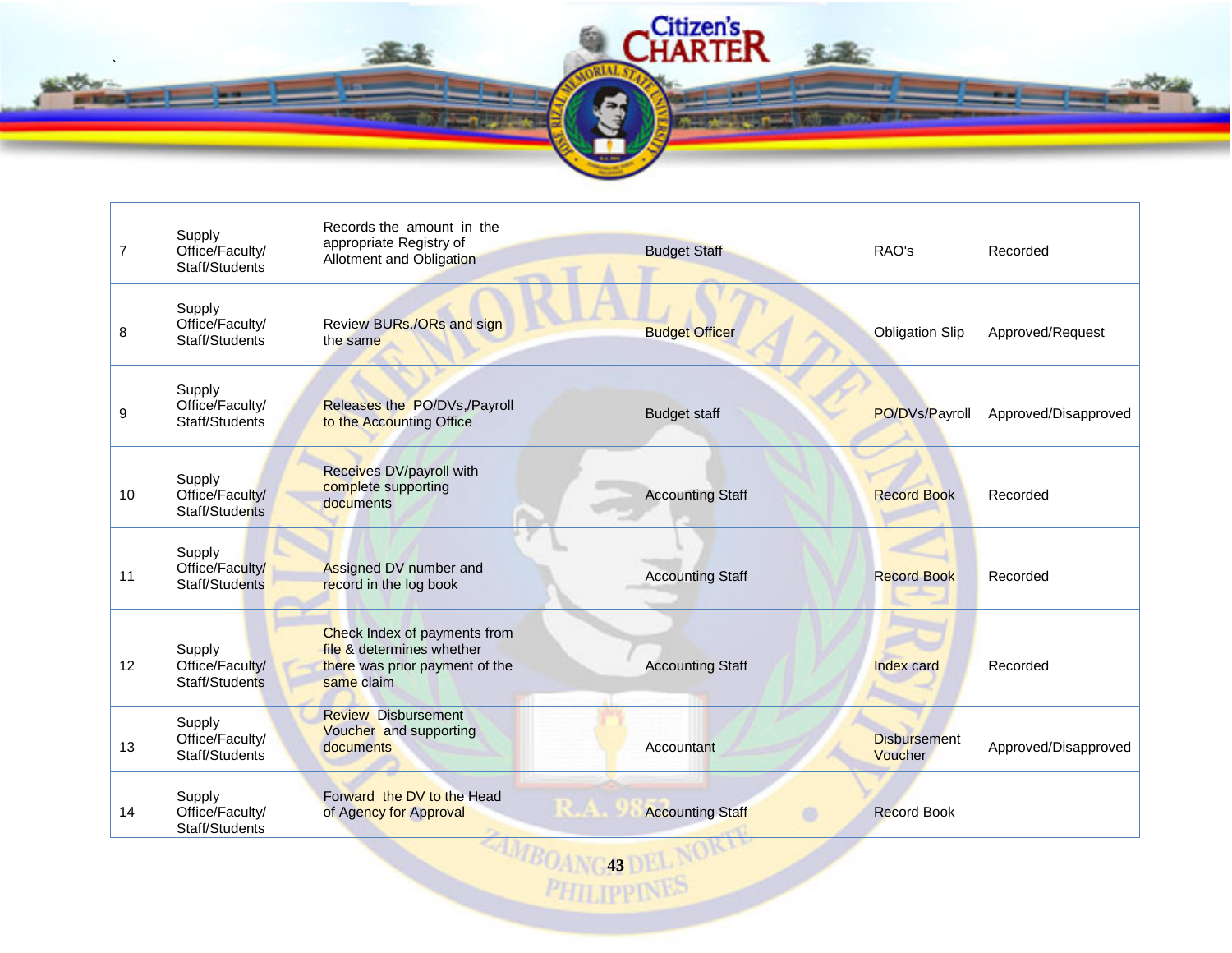| | | | | | |
|---|---|---|---|---|---|
| 7 | Supply Office/Faculty/ Staff/Students | Records the amount in the appropriate Registry of Allotment and Obligation | Budget Staff | RAO's | Recorded |
| 8 | Supply Office/Faculty/ Staff/Students | Review BURs./ORs and sign the same | Budget Officer | Obligation Slip | Approved/Request |
| 9 | Supply Office/Faculty/ Staff/Students | Releases the PO/DVs,/Payroll to the Accounting Office | Budget staff | PO/DVs/Payroll | Approved/Disapproved |
| 10 | Supply Office/Faculty/ Staff/Students | Receives DV/payroll with complete supporting documents | Accounting Staff | Record Book | Recorded |
| 11 | Supply Office/Faculty/ Staff/Students | Assigned DV number and record in the log book | Accounting Staff | Record Book | Recorded |
| 12 | Supply Office/Faculty/ Staff/Students | Check Index of payments from file & determines whether there was prior payment of the same claim | Accounting Staff | Index card | Recorded |
| 13 | Supply Office/Faculty/ Staff/Students | Review Disbursement Voucher and supporting documents | Accountant | Disbursement Voucher | Approved/Disapproved |
| 14 | Supply Office/Faculty/ Staff/Students | Forward the DV to the Head of Agency for Approval | Accounting Staff | Record Book | |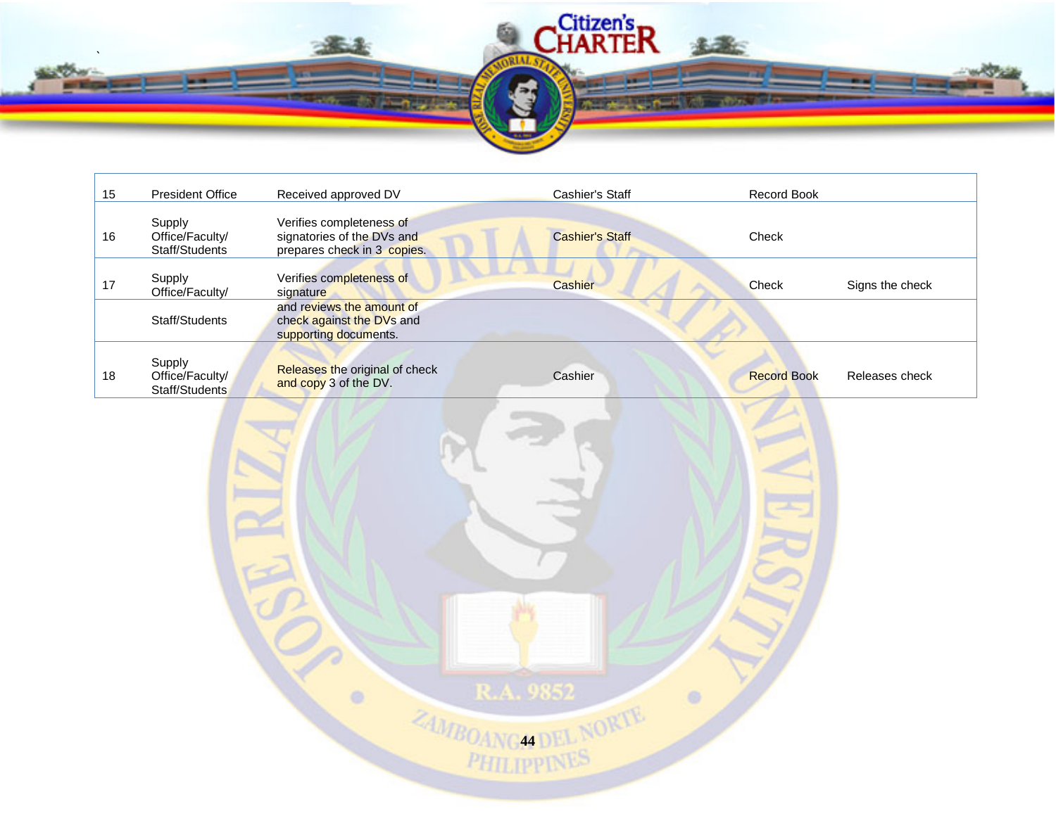| | | | | | |
|---|---|---|---|---|---|
| 15 | President Office | Received approved DV | Cashier's Staff | Record Book | |
| 16 | Supply Office/Faculty/ Staff/Students | Verifies completeness of signatories of the DVs and prepares check in 3 copies. | Cashier's Staff | Check | |
| 17 | Supply Office/Faculty/ | Verifies completeness of signature | Cashier | Check | Signs the check |
| | Staff/Students | and reviews the amount of check against the DVs and supporting documents. | | | |
| 18 | Supply Office/Faculty/ Staff/Students | Releases the original of check and copy 3 of the DV. | Cashier | Record Book | Releases check |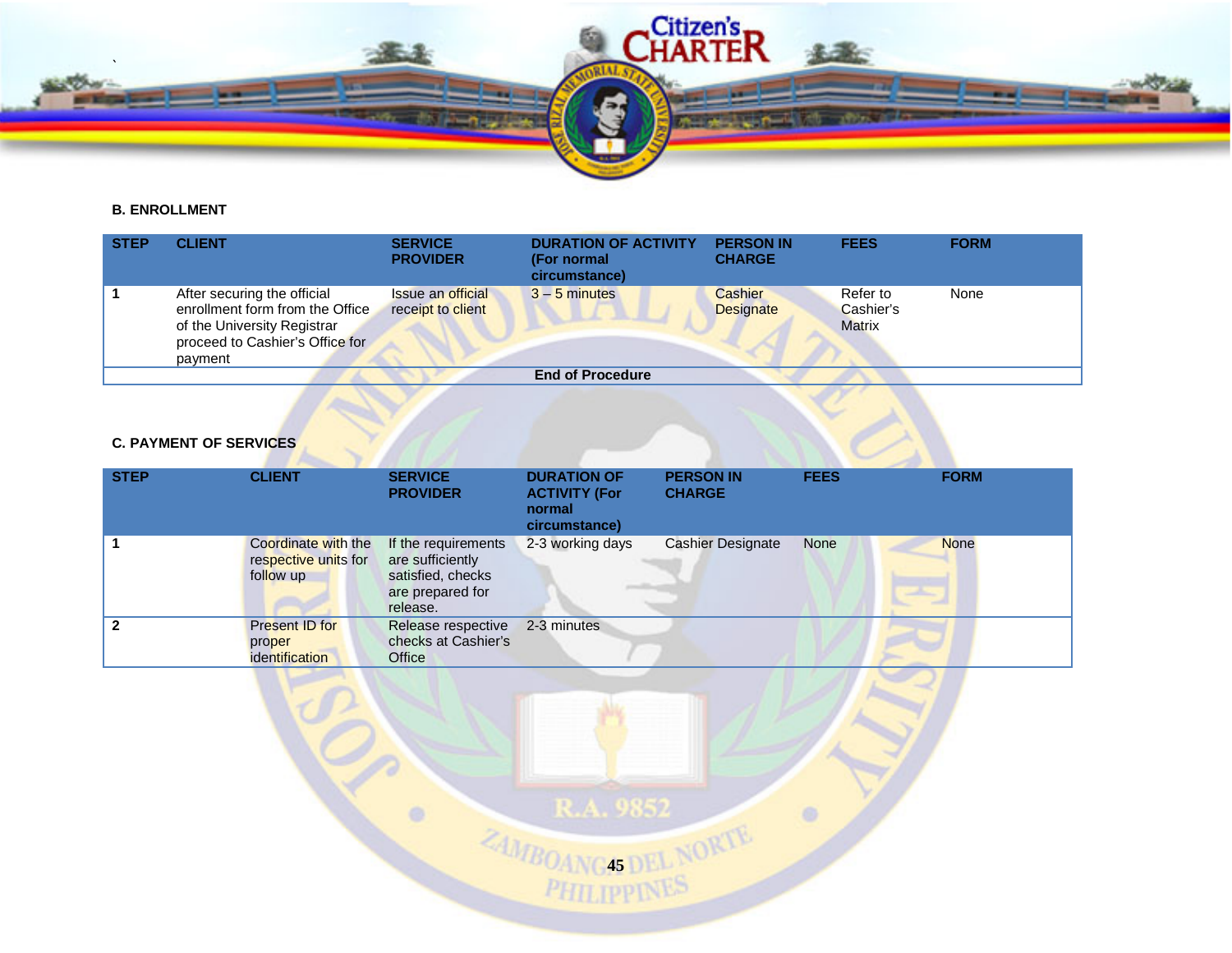**B. ENROLLMENT**

| STEP | CLIENT | SERVICE PROVIDER | DURATION OF ACTIVITY (For normal circumstance) | PERSON IN CHARGE | FEES | FORM |
|---|---|---|---|---|---|---|
| 1 | After securing the official enrollment form from the Office of the University Registrar proceed to Cashier's Office for payment | Issue an official receipt to client | 3 – 5 minutes | Cashier Designate | Refer to Cashier's Matrix | None |
| | | | End of Procedure | | | |

**C. PAYMENT OF SERVICES**

| STEP | CLIENT | SERVICE PROVIDER | DURATION OF ACTIVITY (For normal circumstance) | PERSON IN CHARGE | FEES | FORM |
|---|---|---|---|---|---|---|
| 1 | Coordinate with the respective units for follow up | If the requirements are sufficiently satisfied, checks are prepared for release. | 2-3 working days | Cashier Designate | None | None |
| 2 | Present ID for proper identification | Release respective checks at Cashier's Office | 2-3 minutes | | | |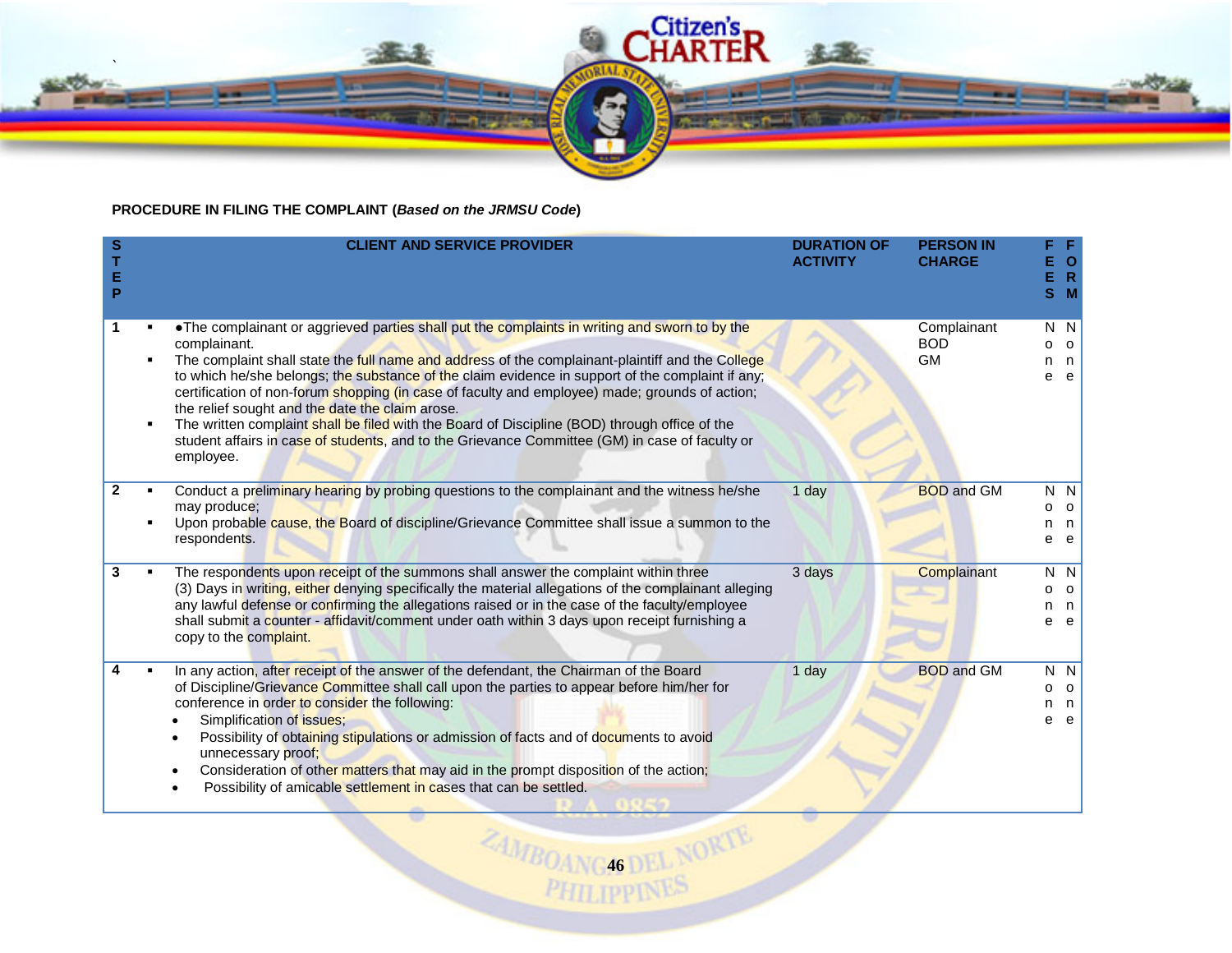**PROCEDURE IN FILING THE COMPLAINT (*Based on the JRMSU Code*)**

| STEP | CLIENT AND SERVICE PROVIDER | DURATION OF ACTIVITY | PERSON IN CHARGE | FEES | FORM |
|---|---|---|---|---|---|
| 1 | ▪ ●The complainant or aggrieved parties shall put the complaints in writing and sworn to by the complainant.<br>▪ The complaint shall state the full name and address of the complainant-plaintiff and the College to which he/she belongs; the substance of the claim evidence in support of the complaint if any; certification of non-forum shopping (in case of faculty and employee) made; grounds of action; the relief sought and the date the claim arose.<br>▪ The written complaint shall be filed with the Board of Discipline (BOD) through office of the student affairs in case of students, and to the Grievance Committee (GM) in case of faculty or employee. | | Complainant<br>BOD<br>GM | None | None |
| 2 | ▪ Conduct a preliminary hearing by probing questions to the complainant and the witness he/she may produce;<br>▪ Upon probable cause, the Board of discipline/Grievance Committee shall issue a summon to the respondents. | 1 day | BOD and GM | None | None |
| 3 | ▪ The respondents upon receipt of the summons shall answer the complaint within three (3) Days in writing, either denying specifically the material allegations of the complainant alleging any lawful defense or confirming the allegations raised or in the case of the faculty/employee shall submit a counter - affidavit/comment under oath within 3 days upon receipt furnishing a copy to the complaint. | 3 days | Complainant | None | None |
| 4 | ▪ In any action, after receipt of the answer of the defendant, the Chairman of the Board of Discipline/Grievance Committee shall call upon the parties to appear before him/her for conference in order to consider the following:<br>• Simplification of issues;<br>• Possibility of obtaining stipulations or admission of facts and of documents to avoid unnecessary proof;<br>• Consideration of other matters that may aid in the prompt disposition of the action;<br>• Possibility of amicable settlement in cases that can be settled. | 1 day | BOD and GM | None | None |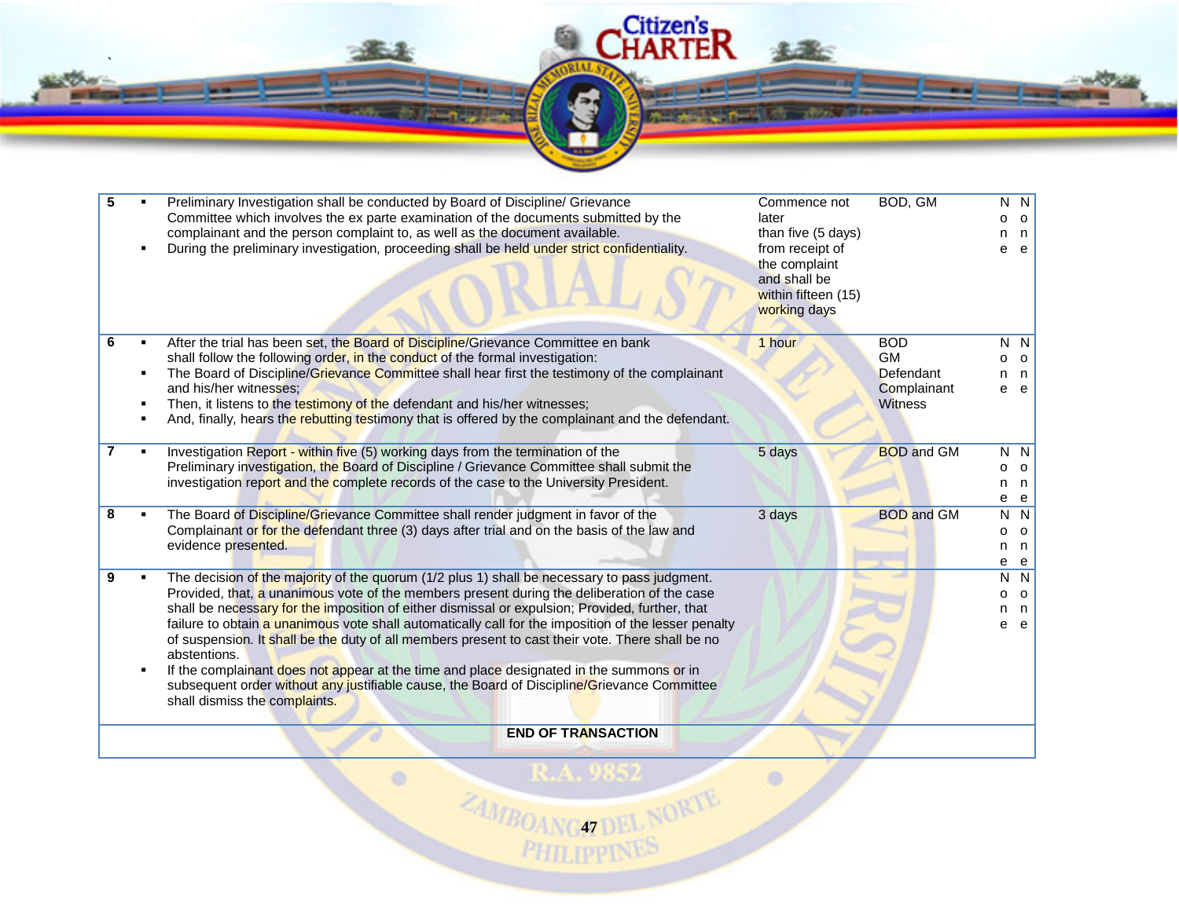| | | | | | |
|---|---|---|---|---|---|
| 5 | ▪ Preliminary Investigation shall be conducted by Board of Discipline/ Grievance Committee which involves the ex parte examination of the documents submitted by the complainant and the person complaint to, as well as the document available.<br>▪ During the preliminary investigation, proceeding shall be held under strict confidentiality. | Commence not later than five (5 days) from receipt of the complaint and shall be within fifteen (15) working days | BOD, GM | None | None |
| 6 | ▪ After the trial has been set, the Board of Discipline/Grievance Committee en bank shall follow the following order, in the conduct of the formal investigation:<br>▪ The Board of Discipline/Grievance Committee shall hear first the testimony of the complainant and his/her witnesses;<br>▪ Then, it listens to the testimony of the defendant and his/her witnesses;<br>▪ And, finally, hears the rebutting testimony that is offered by the complainant and the defendant. | 1 hour | BOD<br>GM<br>Defendant<br>Complainant<br>Witness | None | None |
| 7 | ▪ Investigation Report - within five (5) working days from the termination of the Preliminary investigation, the Board of Discipline / Grievance Committee shall submit the investigation report and the complete records of the case to the University President. | 5 days | BOD and GM | None | None |
| 8 | ▪ The Board of Discipline/Grievance Committee shall render judgment in favor of the Complainant or for the defendant three (3) days after trial and on the basis of the law and evidence presented. | 3 days | BOD and GM | None | None |
| 9 | ▪ The decision of the majority of the quorum (1/2 plus 1) shall be necessary to pass judgment. Provided, that, a unanimous vote of the members present during the deliberation of the case shall be necessary for the imposition of either dismissal or expulsion; Provided, further, that failure to obtain a unanimous vote shall automatically call for the imposition of the lesser penalty of suspension. It shall be the duty of all members present to cast their vote. There shall be no abstentions.<br>▪ If the complainant does not appear at the time and place designated in the summons or in subsequent order without any justifiable cause, the Board of Discipline/Grievance Committee shall dismiss the complaints. | | | None | None |
| | **END OF TRANSACTION** | | | | |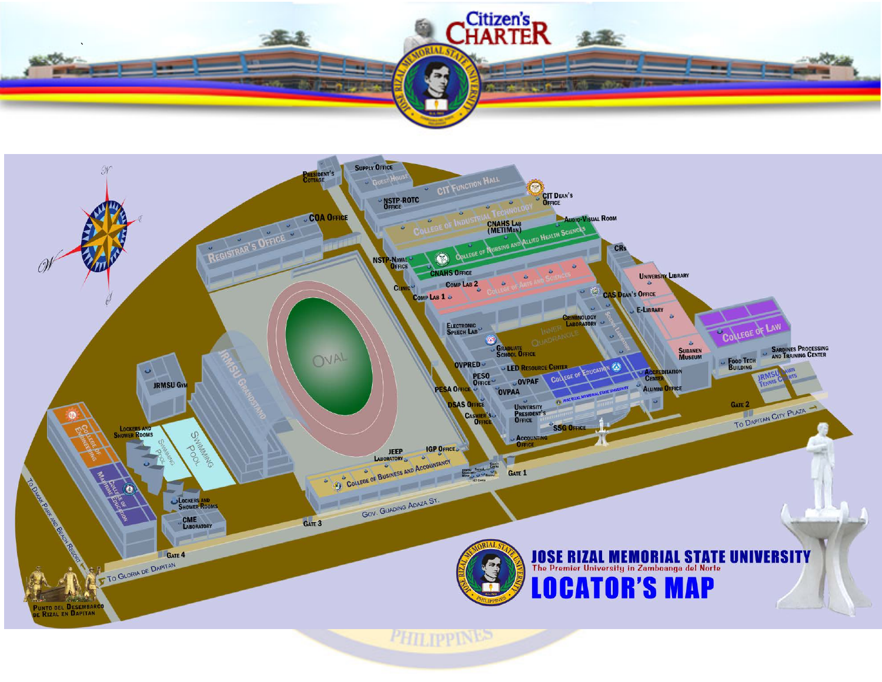# JOSE RIZAL MEMORIAL STATE UNIVERSITY

The Premier University in Zamboanga del Norte

# LOCATOR'S MAP

President's Cottage
Supply Office
Guest House
NSTP-ROTC Office
CIT Function Hall
CIT Dean's Office
COA Office
College of Industrial Technology
CNAHS Lab (METIMAN)
Audio-Visual Room
Registrar's Office
NSTP-Naval Office
College of Nursing and Allied Health Sciences
CNAHS Office
CRs
Clinic
Comp Lab 2
Comp Lab 1
College of Arts and Sciences
University Library
CAS Dean's Office
E-Library
Electronic Speech Lab
Criminology Laboratory
Inner Quadrangle
Science Laboratory
College of Law
JRMSU Grandstand
Oval
Graduate School Office
Subanen Museum
Sardines Processing and Training Center
OVPRED
LED Resource Center
College of Education
Food Tech Building
Accreditation Center
JRMSU Gym
PESO Office
OVPAF
JRMSU Lawn Tennis Courts
PESA Office
OVPAA
Alumni Office
DSAS Office
University President's Office
Gate 2
Cashier's Office
SSG Office
To Dapitan City Plaza
College of Engineering
Lockers and Shower Rooms
Swimming Pool
Swimming Pool
Accounting Office
Maritime College of Education
Jeep Laboratory
IGP Office
Gate 1
College of Business and Accountancy
Lockers and Shower Rooms
CME Laboratory
Gov. Guading Adaza St.
Gate 3
To Dakak Park and Beach Resort
Gate 4
To Gloria de Dapitan
Punto del Desembarco de Rizal en Dapitan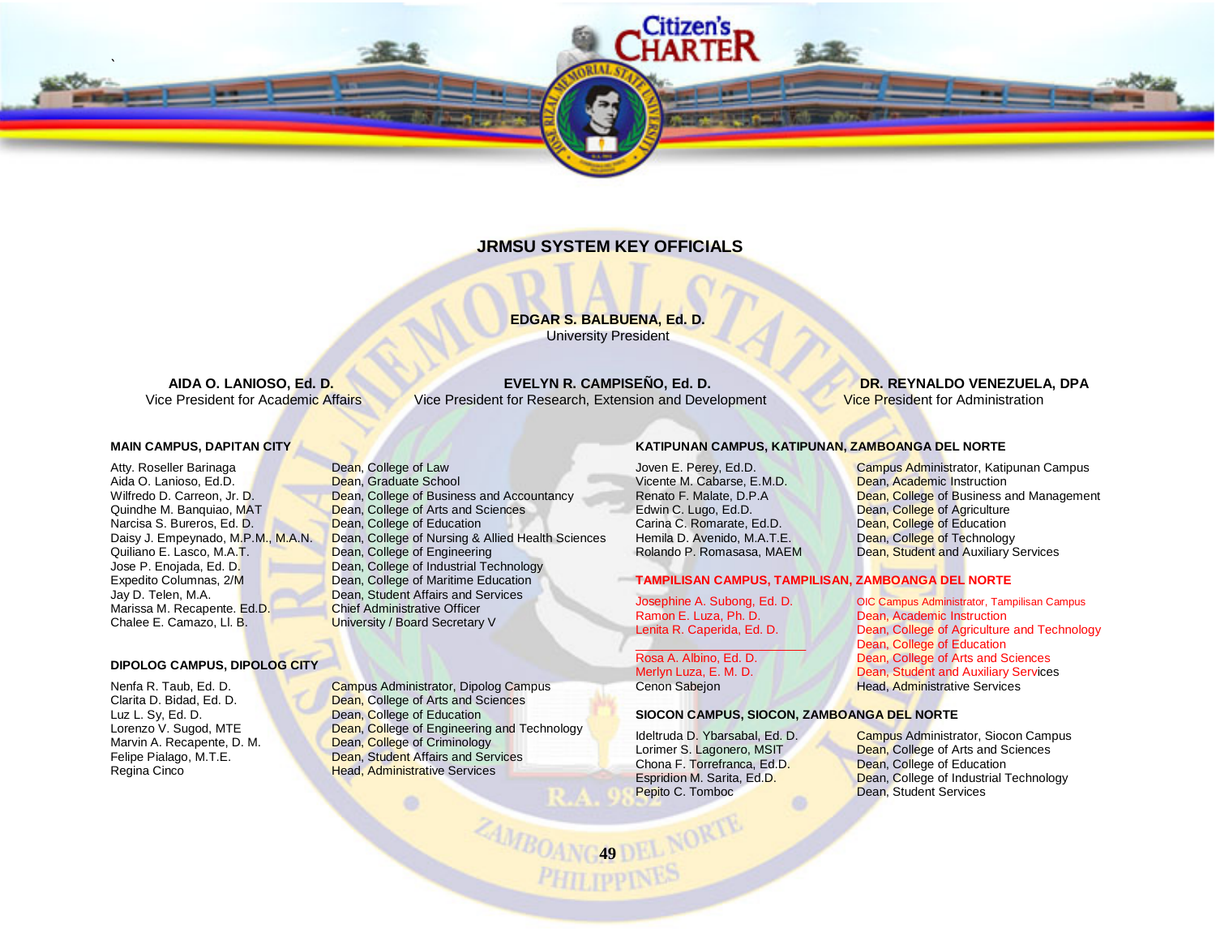# JRMSU SYSTEM KEY OFFICIALS

**EDGAR S. BALBUENA, Ed. D.**
University President

**AIDA O. LANIOSO, Ed. D.**
Vice President for Academic Affairs

**EVELYN R. CAMPISEÑO, Ed. D.**
Vice President for Research, Extension and Development

**DR. REYNALDO VENEZUELA, DPA**
Vice President for Administration

### MAIN CAMPUS, DAPITAN CITY

| | |
|---|---|
| Atty. Roseller Barinaga | Dean, College of Law |
| Aida O. Lanioso, Ed.D. | Dean, Graduate School |
| Wilfredo D. Carreon, Jr. D. | Dean, College of Business and Accountancy |
| Quindhe M. Banquiao, MAT | Dean, College of Arts and Sciences |
| Narcisa S. Bureros, Ed. D. | Dean, College of Education |
| Daisy J. Empeynado, M.P.M., M.A.N. | Dean, College of Nursing & Allied Health Sciences |
| Quiliano E. Lasco, M.A.T. | Dean, College of Engineering |
| Jose P. Enojada, Ed. D. | Dean, College of Industrial Technology |
| Expedito Columnas, 2/M | Dean, College of Maritime Education |
| Jay D. Telen, M.A. | Dean, Student Affairs and Services |
| Marissa M. Recapente. Ed.D. | Chief Administrative Officer |
| Chalee E. Camazo, Ll. B. | University / Board Secretary V |

### DIPOLOG CAMPUS, DIPOLOG CITY

| | |
|---|---|
| Nenfa R. Taub, Ed. D. | Campus Administrator, Dipolog Campus |
| Clarita D. Bidad, Ed. D. | Dean, College of Arts and Sciences |
| Luz L. Sy, Ed. D. | Dean, College of Education |
| Lorenzo V. Sugod, MTE | Dean, College of Engineering and Technology |
| Marvin A. Recapente, D. M. | Dean, College of Criminology |
| Felipe Pialago, M.T.E. | Dean, Student Affairs and Services |
| Regina Cinco | Head, Administrative Services |

### KATIPUNAN CAMPUS, KATIPUNAN, ZAMBOANGA DEL NORTE

| | |
|---|---|
| Joven E. Perey, Ed.D. | Campus Administrator, Katipunan Campus |
| Vicente M. Cabarse, E.M.D. | Dean, Academic Instruction |
| Renato F. Malate, D.P.A | Dean, College of Business and Management |
| Edwin C. Lugo, Ed.D. | Dean, College of Agriculture |
| Carina C. Romarate, Ed.D. | Dean, College of Education |
| Hemila D. Avenido, M.A.T.E. | Dean, College of Technology |
| Rolando P. Romasasa, MAEM | Dean, Student and Auxiliary Services |

### TAMPILISAN CAMPUS, TAMPILISAN, ZAMBOANGA DEL NORTE

| | |
|---|---|
| Josephine A. Subong, Ed. D. | OIC Campus Administrator, Tampilisan Campus |
| Ramon E. Luza, Ph. D. | Dean, Academic Instruction |
| Lenita R. Caperida, Ed. D. | Dean, College of Agriculture and Technology |
| ________________ | Dean, College of Education |
| Rosa A. Albino, Ed. D. | Dean, College of Arts and Sciences |
| Merlyn Luza, E. M. D. | Dean, Student and Auxiliary Services |
| Cenon Sabejon | Head, Administrative Services |

### SIOCON CAMPUS, SIOCON, ZAMBOANGA DEL NORTE

| | |
|---|---|
| Ideltruda D. Ybarsabal, Ed. D. | Campus Administrator, Siocon Campus |
| Lorimer S. Lagonero, MSIT | Dean, College of Arts and Sciences |
| Chona F. Torrefranca, Ed.D. | Dean, College of Education |
| Espridion M. Sarita, Ed.D. | Dean, College of Industrial Technology |
| Pepito C. Tomboc | Dean, Student Services |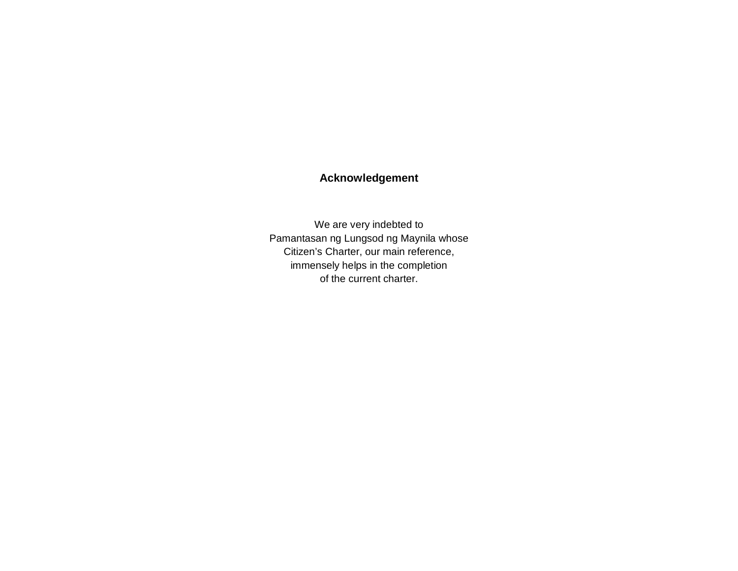## Acknowledgement

We are very indebted to
Pamantasan ng Lungsod ng Maynila whose
Citizen's Charter, our main reference,
immensely helps in the completion
of the current charter.